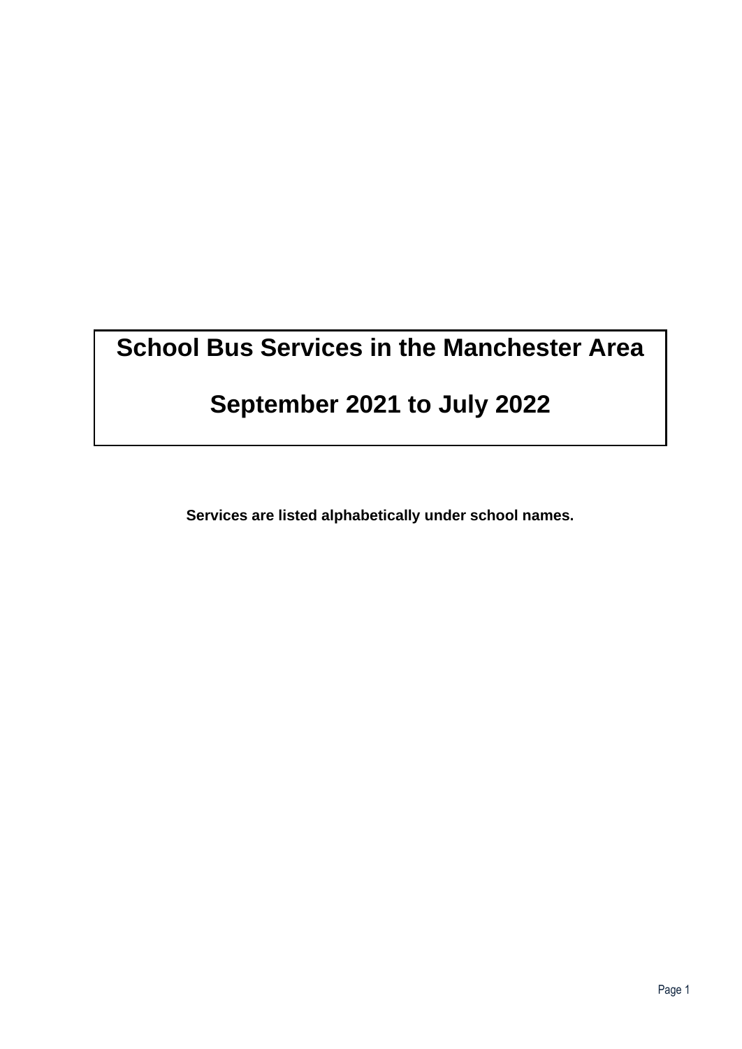# School Bus Services in the Manchester Area

# September 2021 to July 2022

**Services are listed alphabetically under school names.**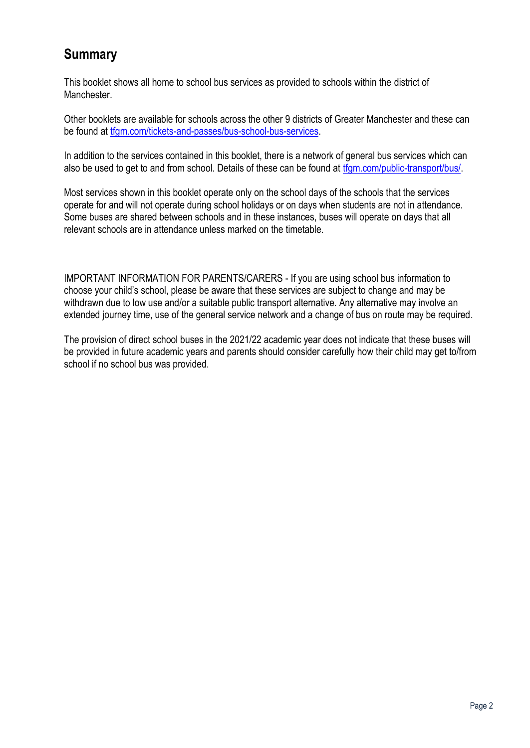## Summary

This booklet shows all home to school bus services as provided to schools within the district of Manchester.

Other booklets are available for schools across the other 9 districts of Greater Manchester and these can be found at [tfgm.com/tickets-and-passes/bus-school-bus-services](tfgm.com/tickets-and-passes/bus-school-bus-services).

In addition to the services contained in this booklet, there is a network of general bus services which can also be used to get to and from school. Details of these can be found at [tfgm.com/public-transport/bus/](tfgm.com/public-transport/bus/).

Most services shown in this booklet operate only on the school days of the schools that the services operate for and will not operate during school holidays or on days when students are not in attendance. Some buses are shared between schools and in these instances, buses will operate on days that all relevant schools are in attendance unless marked on the timetable.

IMPORTANT INFORMATION FOR PARENTS/CARERS - If you are using school bus information to choose your child's school, please be aware that these services are subject to change and may be withdrawn due to low use and/or a suitable public transport alternative. Any alternative may involve an extended journey time, use of the general service network and a change of bus on route may be required.

The provision of direct school buses in the 2021/22 academic year does not indicate that these buses will be provided in future academic years and parents should consider carefully how their child may get to/from school if no school bus was provided.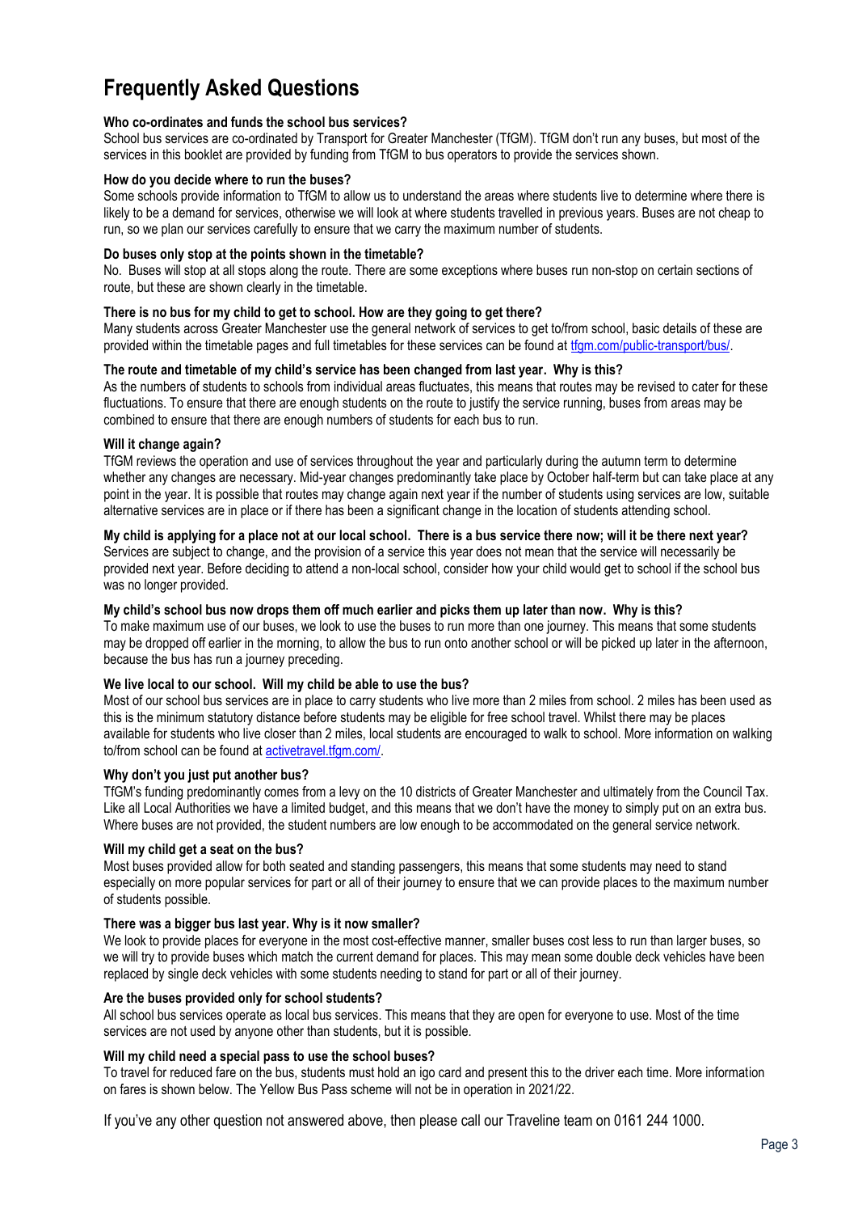# Frequently Asked Questions

**Who co-ordinates and funds the school bus services?**

School bus services are co-ordinated by Transport for Greater Manchester (TfGM). TfGM don't run any buses, but most of the services in this booklet are provided by funding from TfGM to bus operators to provide the services shown.

**How do you decide where to run the buses?**

Some schools provide information to TfGM to allow us to understand the areas where students live to determine where there is likely to be a demand for services, otherwise we will look at where students travelled in previous years. Buses are not cheap to run, so we plan our services carefully to ensure that we carry the maximum number of students.

**Do buses only stop at the points shown in the timetable?**

No. Buses will stop at all stops along the route. There are some exceptions where buses run non-stop on certain sections of route, but these are shown clearly in the timetable.

**There is no bus for my child to get to school. How are they going to get there?**

Many students across Greater Manchester use the general network of services to get to/from school, basic details of these are provided within the timetable pages and full timetables for these services can be found at [tfgm.com/public-transport/bus/](tfgm.com/public-transport/bus/).

**The route and timetable of my child's service has been changed from last year. Why is this?**

As the numbers of students to schools from individual areas fluctuates, this means that routes may be revised to cater for these fluctuations. To ensure that there are enough students on the route to justify the service running, buses from areas may be combined to ensure that there are enough numbers of students for each bus to run.

**Will it change again?**

TfGM reviews the operation and use of services throughout the year and particularly during the autumn term to determine whether any changes are necessary. Mid-year changes predominantly take place by October half-term but can take place at any point in the year. It is possible that routes may change again next year if the number of students using services are low, suitable alternative services are in place or if there has been a significant change in the location of students attending school.

**My child is applying for a place not at our local school. There is a bus service there now; will it be there next year?**

Services are subject to change, and the provision of a service this year does not mean that the service will necessarily be provided next year. Before deciding to attend a non-local school, consider how your child would get to school if the school bus was no longer provided.

**My child's school bus now drops them off much earlier and picks them up later than now. Why is this?**

To make maximum use of our buses, we look to use the buses to run more than one journey. This means that some students may be dropped off earlier in the morning, to allow the bus to run onto another school or will be picked up later in the afternoon, because the bus has run a journey preceding.

**We live local to our school. Will my child be able to use the bus?**

Most of our school bus services are in place to carry students who live more than 2 miles from school. 2 miles has been used as this is the minimum statutory distance before students may be eligible for free school travel. Whilst there may be places available for students who live closer than 2 miles, local students are encouraged to walk to school. More information on walking to/from school can be found at [activetravel.tfgm.com/](activetravel.tfgm.com/).

**Why don't you just put another bus?**

TfGM's funding predominantly comes from a levy on the 10 districts of Greater Manchester and ultimately from the Council Tax. Like all Local Authorities we have a limited budget, and this means that we don't have the money to simply put on an extra bus. Where buses are not provided, the student numbers are low enough to be accommodated on the general service network.

**Will my child get a seat on the bus?**

Most buses provided allow for both seated and standing passengers, this means that some students may need to stand especially on more popular services for part or all of their journey to ensure that we can provide places to the maximum number of students possible.

**There was a bigger bus last year. Why is it now smaller?**

We look to provide places for everyone in the most cost-effective manner, smaller buses cost less to run than larger buses, so we will try to provide buses which match the current demand for places. This may mean some double deck vehicles have been replaced by single deck vehicles with some students needing to stand for part or all of their journey.

**Are the buses provided only for school students?**

All school bus services operate as local bus services. This means that they are open for everyone to use. Most of the time services are not used by anyone other than students, but it is possible.

**Will my child need a special pass to use the school buses?**

To travel for reduced fare on the bus, students must hold an igo card and present this to the driver each time. More information on fares is shown below. The Yellow Bus Pass scheme will not be in operation in 2021/22.

If you've any other question not answered above, then please call our Traveline team on 0161 244 1000.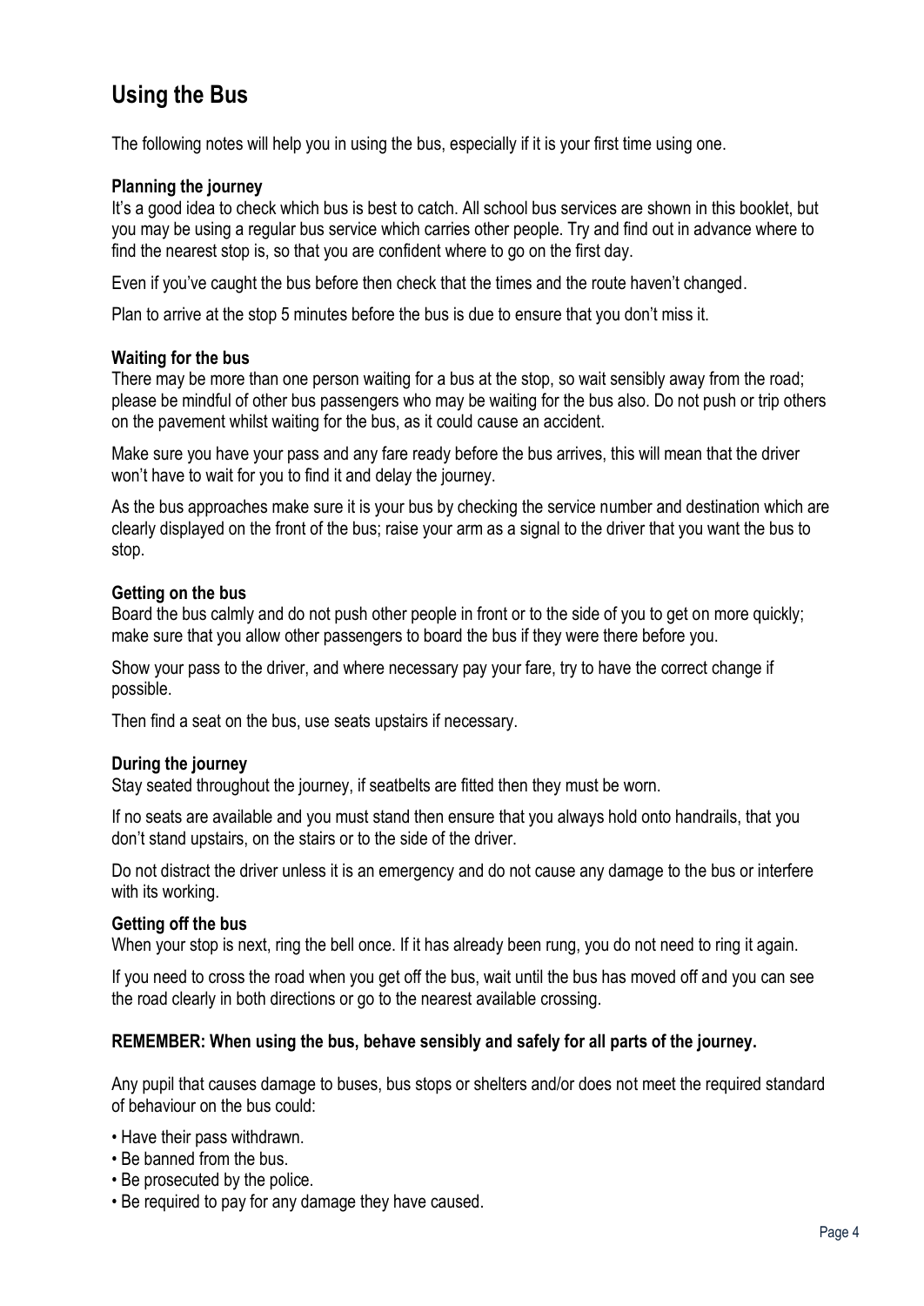# Using the Bus

The following notes will help you in using the bus, especially if it is your first time using one.

### Planning the journey

It's a good idea to check which bus is best to catch. All school bus services are shown in this booklet, but you may be using a regular bus service which carries other people. Try and find out in advance where to find the nearest stop is, so that you are confident where to go on the first day.

Even if you've caught the bus before then check that the times and the route haven't changed.

Plan to arrive at the stop 5 minutes before the bus is due to ensure that you don't miss it.

### Waiting for the bus

There may be more than one person waiting for a bus at the stop, so wait sensibly away from the road; please be mindful of other bus passengers who may be waiting for the bus also. Do not push or trip others on the pavement whilst waiting for the bus, as it could cause an accident.

Make sure you have your pass and any fare ready before the bus arrives, this will mean that the driver won't have to wait for you to find it and delay the journey.

As the bus approaches make sure it is your bus by checking the service number and destination which are clearly displayed on the front of the bus; raise your arm as a signal to the driver that you want the bus to stop.

### Getting on the bus

Board the bus calmly and do not push other people in front or to the side of you to get on more quickly; make sure that you allow other passengers to board the bus if they were there before you.

Show your pass to the driver, and where necessary pay your fare, try to have the correct change if possible.

Then find a seat on the bus, use seats upstairs if necessary.

### During the journey

Stay seated throughout the journey, if seatbelts are fitted then they must be worn.

If no seats are available and you must stand then ensure that you always hold onto handrails, that you don't stand upstairs, on the stairs or to the side of the driver.

Do not distract the driver unless it is an emergency and do not cause any damage to the bus or interfere with its working.

### Getting off the bus

When your stop is next, ring the bell once. If it has already been rung, you do not need to ring it again.

If you need to cross the road when you get off the bus, wait until the bus has moved off and you can see the road clearly in both directions or go to the nearest available crossing.

**REMEMBER: When using the bus, behave sensibly and safely for all parts of the journey.**

Any pupil that causes damage to buses, bus stops or shelters and/or does not meet the required standard of behaviour on the bus could:

- Have their pass withdrawn.
- Be banned from the bus.
- Be prosecuted by the police.
- Be required to pay for any damage they have caused.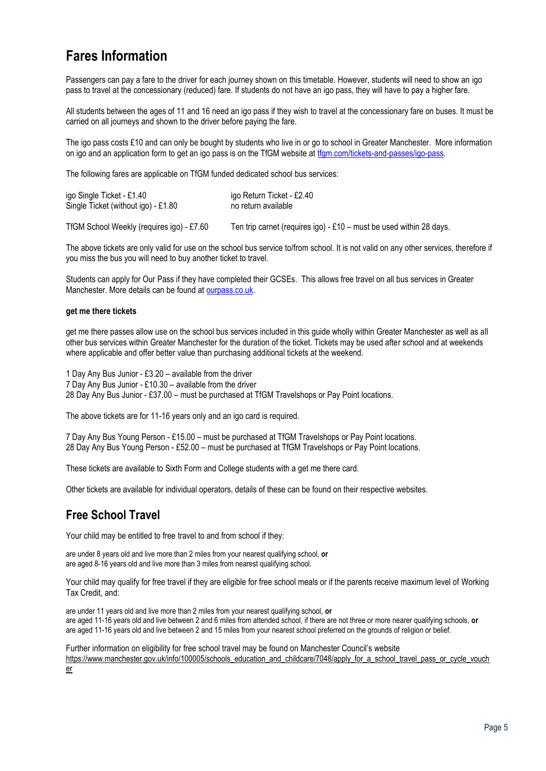## Fares Information

Passengers can pay a fare to the driver for each journey shown on this timetable. However, students will need to show an igo pass to travel at the concessionary (reduced) fare. If students do not have an igo pass, they will have to pay a higher fare.

All students between the ages of 11 and 16 need an igo pass if they wish to travel at the concessionary fare on buses. It must be carried on all journeys and shown to the driver before paying the fare.

The igo pass costs £10 and can only be bought by students who live in or go to school in Greater Manchester. More information on igo and an application form to get an igo pass is on the TfGM website at [tfgm.com/tickets-and-passes/igo-pass](tfgm.com/tickets-and-passes/igo-pass).

The following fares are applicable on TfGM funded dedicated school bus services:

| | |
|---|---|
| igo Single Ticket - £1.40 | igo Return Ticket - £2.40 |
| Single Ticket (without igo) - £1.80 | no return available |
| TfGM School Weekly (requires igo) - £7.60 | Ten trip carnet (requires igo) - £10 – must be used within 28 days. |

The above tickets are only valid for use on the school bus service to/from school. It is not valid on any other services, therefore if you miss the bus you will need to buy another ticket to travel.

Students can apply for Our Pass if they have completed their GCSEs. This allows free travel on all bus services in Greater Manchester. More details can be found at [ourpass.co.uk](ourpass.co.uk).

**get me there tickets**

get me there passes allow use on the school bus services included in this guide wholly within Greater Manchester as well as all other bus services within Greater Manchester for the duration of the ticket. Tickets may be used after school and at weekends where applicable and offer better value than purchasing additional tickets at the weekend.

1 Day Any Bus Junior - £3.20 – available from the driver
7 Day Any Bus Junior - £10.30 – available from the driver
28 Day Any Bus Junior - £37.00 – must be purchased at TfGM Travelshops or Pay Point locations.

The above tickets are for 11-16 years only and an igo card is required.

7 Day Any Bus Young Person - £15.00 – must be purchased at TfGM Travelshops or Pay Point locations.
28 Day Any Bus Young Person - £52.00 – must be purchased at TfGM Travelshops or Pay Point locations.

These tickets are available to Sixth Form and College students with a get me there card.

Other tickets are available for individual operators, details of these can be found on their respective websites.

## Free School Travel

Your child may be entitled to free travel to and from school if they:

are under 8 years old and live more than 2 miles from your nearest qualifying school, **or**
are aged 8-16 years old and live more than 3 miles from nearest qualifying school.

Your child may qualify for free travel if they are eligible for free school meals or if the parents receive maximum level of Working Tax Credit, and:

are under 11 years old and live more than 2 miles from your nearest qualifying school, **or**
are aged 11-16 years old and live between 2 and 6 miles from attended school, if there are not three or more nearer qualifying schools, **or**
are aged 11-16 years old and live between 2 and 15 miles from your nearest school preferred on the grounds of religion or belief.

Further information on eligibility for free school travel may be found on Manchester Council's website [https://www.manchester.gov.uk/info/100005/schools_education_and_childcare/7048/apply_for_a_school_travel_pass_or_cycle_voucher](https://www.manchester.gov.uk/info/100005/schools_education_and_childcare/7048/apply_for_a_school_travel_pass_or_cycle_voucher)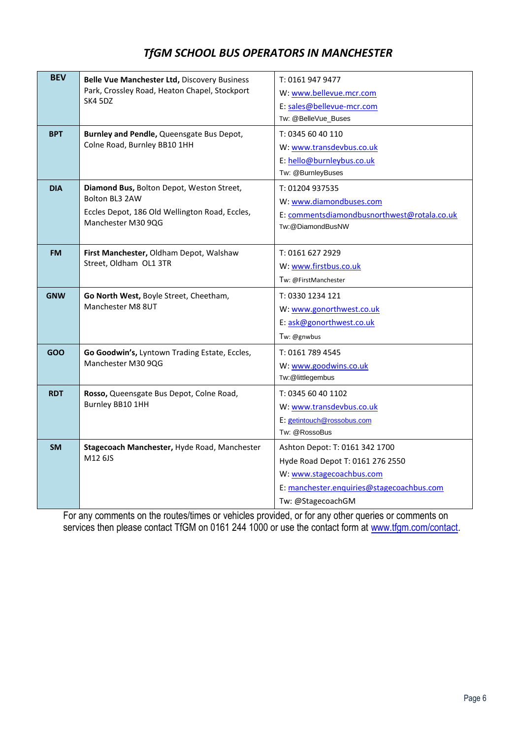## *TfGM SCHOOL BUS OPERATORS IN MANCHESTER*

| Code | Operator | Contact |
|---|---|---|
| **BEV** | **Belle Vue Manchester Ltd,** Discovery Business Park, Crossley Road, Heaton Chapel, Stockport SK4 5DZ | T: 0161 947 9477<br>W: www.bellevue.mcr.com<br>E: sales@bellevue-mcr.com<br>Tw: @BelleVue_Buses |
| **BPT** | **Burnley and Pendle,** Queensgate Bus Depot, Colne Road, Burnley BB10 1HH | T: 0345 60 40 110<br>W: www.transdevbus.co.uk<br>E: hello@burnleybus.co.uk<br>Tw: @BurnleyBuses |
| **DIA** | **Diamond Bus,** Bolton Depot, Weston Street, Bolton BL3 2AW<br>Eccles Depot, 186 Old Wellington Road, Eccles, Manchester M30 9QG | T: 01204 937535<br>W: www.diamondbuses.com<br>E: commentsdiamondbusnorthwest@rotala.co.uk<br>Tw:@DiamondBusNW |
| **FM** | **First Manchester,** Oldham Depot, Walshaw Street, Oldham OL1 3TR | T: 0161 627 2929<br>W: www.firstbus.co.uk<br>Tw: @FirstManchester |
| **GNW** | **Go North West,** Boyle Street, Cheetham, Manchester M8 8UT | T: 0330 1234 121<br>W: www.gonorthwest.co.uk<br>E: ask@gonorthwest.co.uk<br>Tw: @gnwbus |
| **GOO** | **Go Goodwin's,** Lyntown Trading Estate, Eccles, Manchester M30 9QG | T: 0161 789 4545<br>W: www.goodwins.co.uk<br>Tw:@littlegembus |
| **RDT** | **Rosso,** Queensgate Bus Depot, Colne Road, Burnley BB10 1HH | T: 0345 60 40 1102<br>W: www.transdevbus.co.uk<br>E: getintouch@rossobus.com<br>Tw: @RossoBus |
| **SM** | **Stagecoach Manchester,** Hyde Road, Manchester M12 6JS | Ashton Depot: T: 0161 342 1700<br>Hyde Road Depot T: 0161 276 2550<br>W: www.stagecoachbus.com<br>E: manchester.enquiries@stagecoachbus.com<br>Tw: @StagecoachGM |

For any comments on the routes/times or vehicles provided, or for any other queries or comments on services then please contact TfGM on 0161 244 1000 or use the contact form at www.tfgm.com/contact.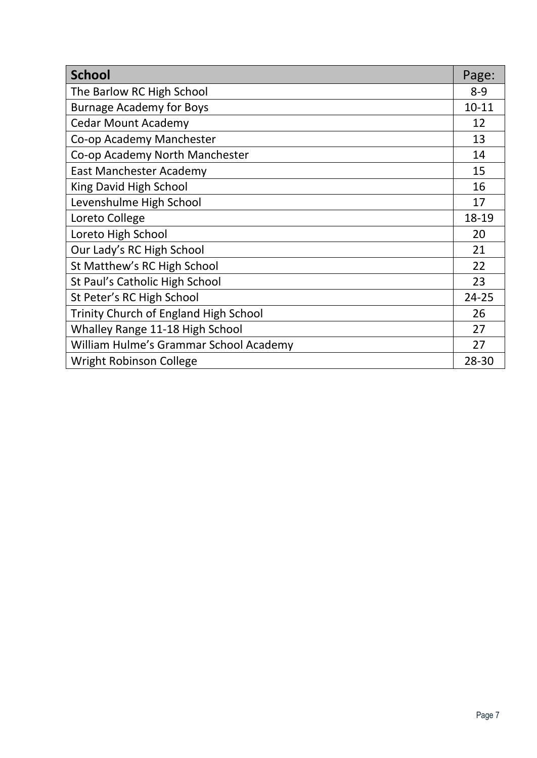| **School** | Page: |
|---|---|
| The Barlow RC High School | 8-9 |
| Burnage Academy for Boys | 10-11 |
| Cedar Mount Academy | 12 |
| Co-op Academy Manchester | 13 |
| Co-op Academy North Manchester | 14 |
| East Manchester Academy | 15 |
| King David High School | 16 |
| Levenshulme High School | 17 |
| Loreto College | 18-19 |
| Loreto High School | 20 |
| Our Lady's RC High School | 21 |
| St Matthew's RC High School | 22 |
| St Paul's Catholic High School | 23 |
| St Peter's RC High School | 24-25 |
| Trinity Church of England High School | 26 |
| Whalley Range 11-18 High School | 27 |
| William Hulme's Grammar School Academy | 27 |
| Wright Robinson College | 28-30 |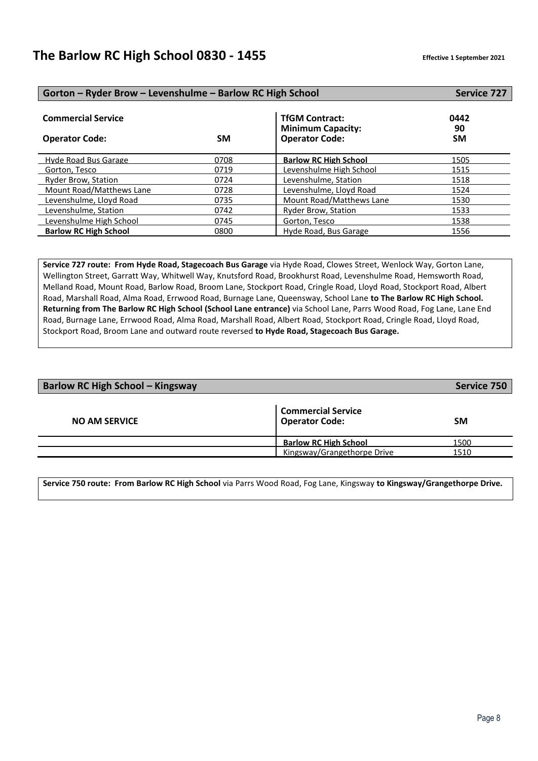# The Barlow RC High School 0830 - 1455

**Effective 1 September 2021**

## Gorton – Ryder Brow – Levenshulme – Barlow RC High School — Service 727

| **Commercial Service** | | **TfGM Contract:** | **0442** |
|---|---|---|---|
| | | **Minimum Capacity:** | **90** |
| **Operator Code:** | **SM** | **Operator Code:** | **SM** |
| Hyde Road Bus Garage | 0708 | **Barlow RC High School** | 1505 |
| Gorton, Tesco | 0719 | Levenshulme High School | 1515 |
| Ryder Brow, Station | 0724 | Levenshulme, Station | 1518 |
| Mount Road/Matthews Lane | 0728 | Levenshulme, Lloyd Road | 1524 |
| Levenshulme, Lloyd Road | 0735 | Mount Road/Matthews Lane | 1530 |
| Levenshulme, Station | 0742 | Ryder Brow, Station | 1533 |
| Levenshulme High School | 0745 | Gorton, Tesco | 1538 |
| **Barlow RC High School** | 0800 | Hyde Road, Bus Garage | 1556 |

**Service 727 route: From Hyde Road, Stagecoach Bus Garage** via Hyde Road, Clowes Street, Wenlock Way, Gorton Lane, Wellington Street, Garratt Way, Whitwell Way, Knutsford Road, Brookhurst Road, Levenshulme Road, Hemsworth Road, Melland Road, Mount Road, Barlow Road, Broom Lane, Stockport Road, Cringle Road, Lloyd Road, Stockport Road, Albert Road, Marshall Road, Alma Road, Errwood Road, Burnage Lane, Queensway, School Lane **to The Barlow RC High School. Returning from The Barlow RC High School (School Lane entrance)** via School Lane, Parrs Wood Road, Fog Lane, Lane End Road, Burnage Lane, Errwood Road, Alma Road, Marshall Road, Albert Road, Stockport Road, Cringle Road, Lloyd Road, Stockport Road, Broom Lane and outward route reversed **to Hyde Road, Stagecoach Bus Garage.**

## Barlow RC High School – Kingsway — Service 750

| **NO AM SERVICE** | **Commercial Service Operator Code:** | **SM** |
|---|---|---|
| | **Barlow RC High School** | 1500 |
| | Kingsway/Grangethorpe Drive | 1510 |

**Service 750 route: From Barlow RC High School** via Parrs Wood Road, Fog Lane, Kingsway **to Kingsway/Grangethorpe Drive.**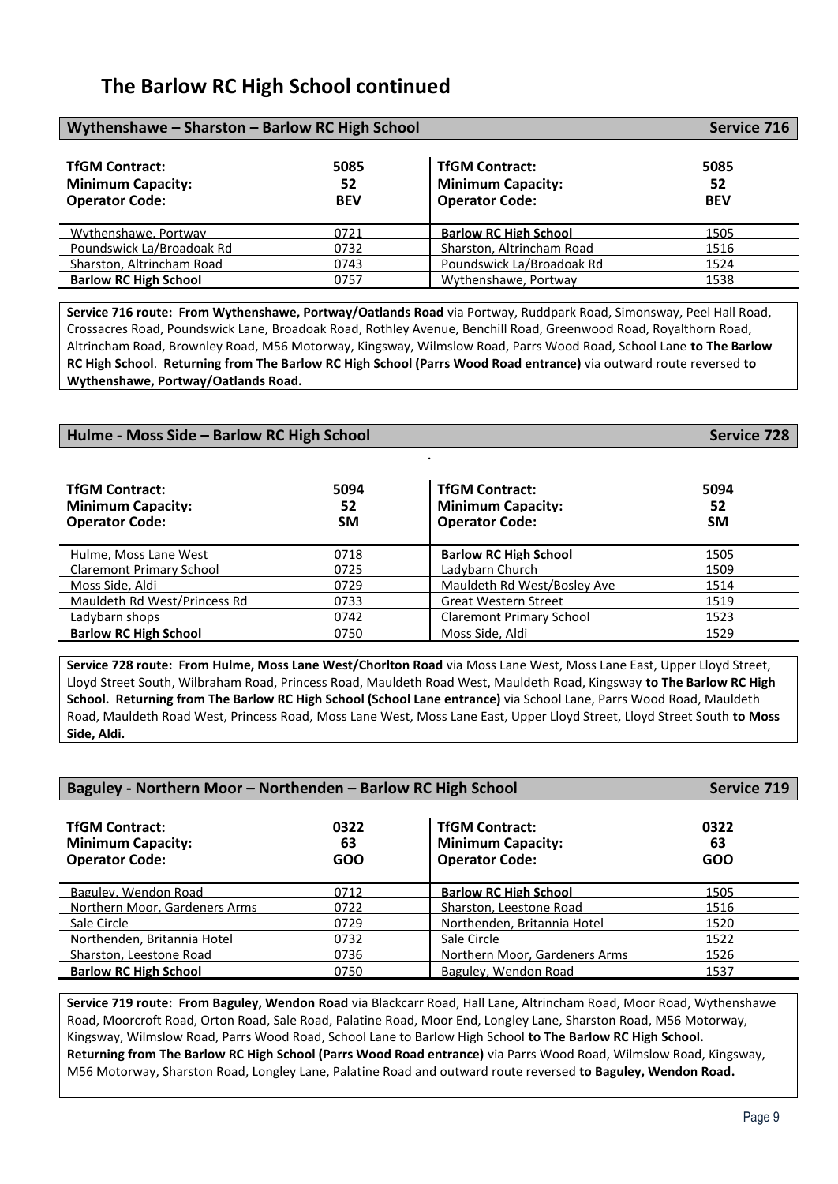# The Barlow RC High School continued

## Wythenshawe – Sharston – Barlow RC High School — Service 716

| TfGM Contract: | 5085 | TfGM Contract: | 5085 |
|---|---|---|---|
| **Minimum Capacity:** | **52** | **Minimum Capacity:** | **52** |
| **Operator Code:** | **BEV** | **Operator Code:** | **BEV** |
| Wythenshawe, Portway | 0721 | **Barlow RC High School** | 1505 |
| Poundswick La/Broadoak Rd | 0732 | Sharston, Altrincham Road | 1516 |
| Sharston, Altrincham Road | 0743 | Poundswick La/Broadoak Rd | 1524 |
| **Barlow RC High School** | 0757 | Wythenshawe, Portway | 1538 |

**Service 716 route: From Wythenshawe, Portway/Oatlands Road** via Portway, Ruddpark Road, Simonsway, Peel Hall Road, Crossacres Road, Poundswick Lane, Broadoak Road, Rothley Avenue, Benchill Road, Greenwood Road, Royalthorn Road, Altrincham Road, Brownley Road, M56 Motorway, Kingsway, Wilmslow Road, Parrs Wood Road, School Lane **to The Barlow RC High School**. **Returning from The Barlow RC High School (Parrs Wood Road entrance)** via outward route reversed **to Wythenshawe, Portway/Oatlands Road.**

## Hulme - Moss Side – Barlow RC High School — Service 728

| TfGM Contract: | 5094 | TfGM Contract: | 5094 |
|---|---|---|---|
| **Minimum Capacity:** | **52** | **Minimum Capacity:** | **52** |
| **Operator Code:** | **SM** | **Operator Code:** | **SM** |
| Hulme, Moss Lane West | 0718 | **Barlow RC High School** | 1505 |
| Claremont Primary School | 0725 | Ladybarn Church | 1509 |
| Moss Side, Aldi | 0729 | Mauldeth Rd West/Bosley Ave | 1514 |
| Mauldeth Rd West/Princess Rd | 0733 | Great Western Street | 1519 |
| Ladybarn shops | 0742 | Claremont Primary School | 1523 |
| **Barlow RC High School** | 0750 | Moss Side, Aldi | 1529 |

**Service 728 route: From Hulme, Moss Lane West/Chorlton Road** via Moss Lane West, Moss Lane East, Upper Lloyd Street, Lloyd Street South, Wilbraham Road, Princess Road, Mauldeth Road West, Mauldeth Road, Kingsway **to The Barlow RC High School. Returning from The Barlow RC High School (School Lane entrance)** via School Lane, Parrs Wood Road, Mauldeth Road, Mauldeth Road West, Princess Road, Moss Lane West, Moss Lane East, Upper Lloyd Street, Lloyd Street South **to Moss Side, Aldi.**

## Baguley - Northern Moor – Northenden – Barlow RC High School — Service 719

| TfGM Contract: | 0322 | TfGM Contract: | 0322 |
|---|---|---|---|
| **Minimum Capacity:** | **63** | **Minimum Capacity:** | **63** |
| **Operator Code:** | **GOO** | **Operator Code:** | **GOO** |
| Baguley, Wendon Road | 0712 | **Barlow RC High School** | 1505 |
| Northern Moor, Gardeners Arms | 0722 | Sharston, Leestone Road | 1516 |
| Sale Circle | 0729 | Northenden, Britannia Hotel | 1520 |
| Northenden, Britannia Hotel | 0732 | Sale Circle | 1522 |
| Sharston, Leestone Road | 0736 | Northern Moor, Gardeners Arms | 1526 |
| **Barlow RC High School** | 0750 | Baguley, Wendon Road | 1537 |

**Service 719 route: From Baguley, Wendon Road** via Blackcarr Road, Hall Lane, Altrincham Road, Moor Road, Wythenshawe Road, Moorcroft Road, Orton Road, Sale Road, Palatine Road, Moor End, Longley Lane, Sharston Road, M56 Motorway, Kingsway, Wilmslow Road, Parrs Wood Road, School Lane to Barlow High School **to The Barlow RC High School. Returning from The Barlow RC High School (Parrs Wood Road entrance)** via Parrs Wood Road, Wilmslow Road, Kingsway, M56 Motorway, Sharston Road, Longley Lane, Palatine Road and outward route reversed **to Baguley, Wendon Road.**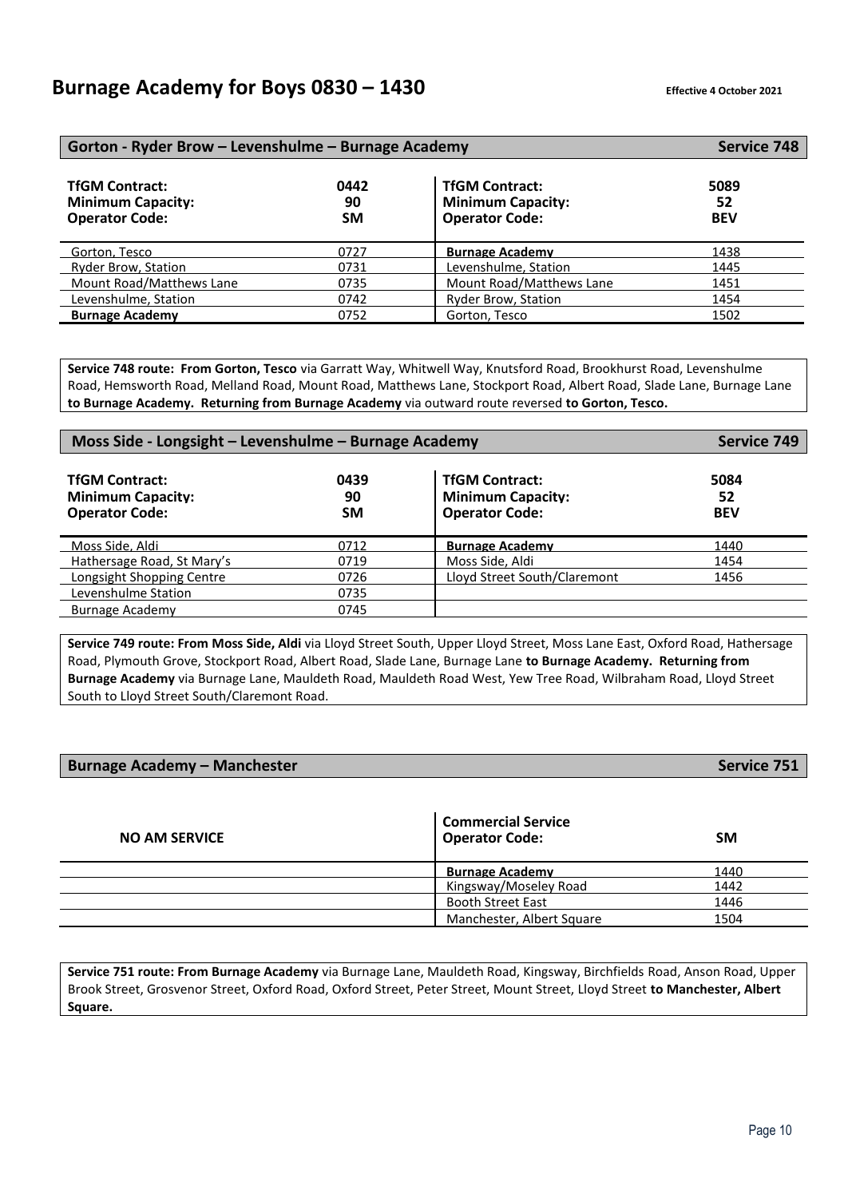# Burnage Academy for Boys 0830 – 1430

**Effective 4 October 2021**

## Gorton - Ryder Brow – Levenshulme – Burnage Academy — Service 748

| TfGM Contract: | 0442 | TfGM Contract: | 5089 |
|---|---|---|---|
| **Minimum Capacity:** | **90** | **Minimum Capacity:** | **52** |
| **Operator Code:** | **SM** | **Operator Code:** | **BEV** |
| Gorton, Tesco | 0727 | **Burnage Academy** | 1438 |
| Ryder Brow, Station | 0731 | Levenshulme, Station | 1445 |
| Mount Road/Matthews Lane | 0735 | Mount Road/Matthews Lane | 1451 |
| Levenshulme, Station | 0742 | Ryder Brow, Station | 1454 |
| **Burnage Academy** | 0752 | Gorton, Tesco | 1502 |

**Service 748 route: From Gorton, Tesco** via Garratt Way, Whitwell Way, Knutsford Road, Brookhurst Road, Levenshulme Road, Hemsworth Road, Melland Road, Mount Road, Matthews Lane, Stockport Road, Albert Road, Slade Lane, Burnage Lane **to Burnage Academy. Returning from Burnage Academy** via outward route reversed **to Gorton, Tesco.**

## Moss Side - Longsight – Levenshulme – Burnage Academy — Service 749

| TfGM Contract: | 0439 | TfGM Contract: | 5084 |
|---|---|---|---|
| **Minimum Capacity:** | **90** | **Minimum Capacity:** | **52** |
| **Operator Code:** | **SM** | **Operator Code:** | **BEV** |
| Moss Side, Aldi | 0712 | **Burnage Academy** | 1440 |
| Hathersage Road, St Mary's | 0719 | Moss Side, Aldi | 1454 |
| Longsight Shopping Centre | 0726 | Lloyd Street South/Claremont | 1456 |
| Levenshulme Station | 0735 | | |
| Burnage Academy | 0745 | | |

**Service 749 route: From Moss Side, Aldi** via Lloyd Street South, Upper Lloyd Street, Moss Lane East, Oxford Road, Hathersage Road, Plymouth Grove, Stockport Road, Albert Road, Slade Lane, Burnage Lane **to Burnage Academy. Returning from Burnage Academy** via Burnage Lane, Mauldeth Road, Mauldeth Road West, Yew Tree Road, Wilbraham Road, Lloyd Street South to Lloyd Street South/Claremont Road.

## Burnage Academy – Manchester — Service 751

| **NO AM SERVICE** | | **Commercial Service** **Operator Code:** | **SM** |
|---|---|---|---|
| | | **Burnage Academy** | 1440 |
| | | Kingsway/Moseley Road | 1442 |
| | | Booth Street East | 1446 |
| | | Manchester, Albert Square | 1504 |

**Service 751 route: From Burnage Academy** via Burnage Lane, Mauldeth Road, Kingsway, Birchfields Road, Anson Road, Upper Brook Street, Grosvenor Street, Oxford Road, Oxford Street, Peter Street, Mount Street, Lloyd Street **to Manchester, Albert Square.**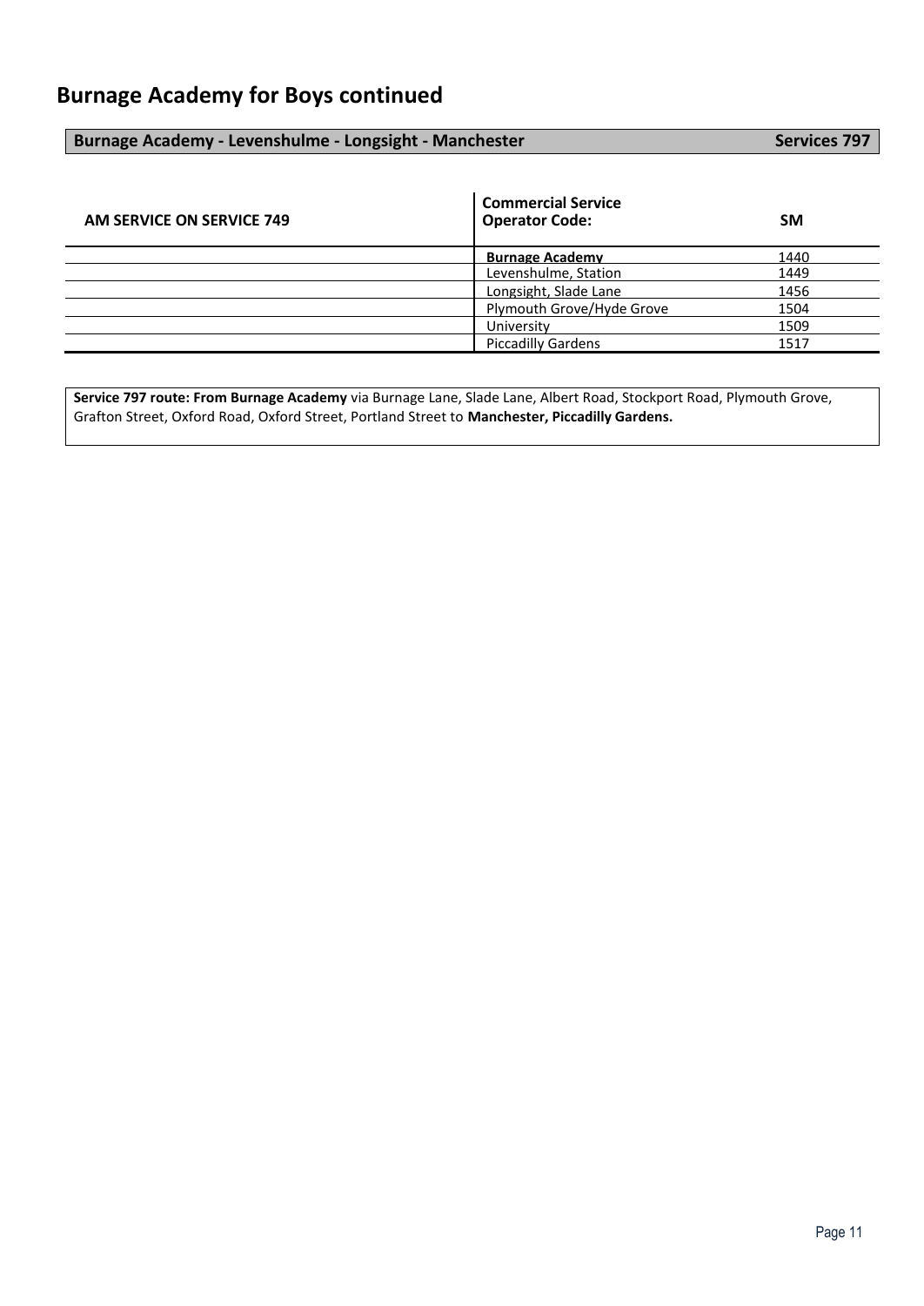## Burnage Academy for Boys continued

**Burnage Academy - Levenshulme - Longsight - Manchester** **Services 797**

| AM SERVICE ON SERVICE 749 | Commercial Service Operator Code: | SM |
|---|---|---|
| | **Burnage Academy** | 1440 |
| | Levenshulme, Station | 1449 |
| | Longsight, Slade Lane | 1456 |
| | Plymouth Grove/Hyde Grove | 1504 |
| | University | 1509 |
| | Piccadilly Gardens | 1517 |

**Service 797 route: From Burnage Academy** via Burnage Lane, Slade Lane, Albert Road, Stockport Road, Plymouth Grove, Grafton Street, Oxford Road, Oxford Street, Portland Street to **Manchester, Piccadilly Gardens.**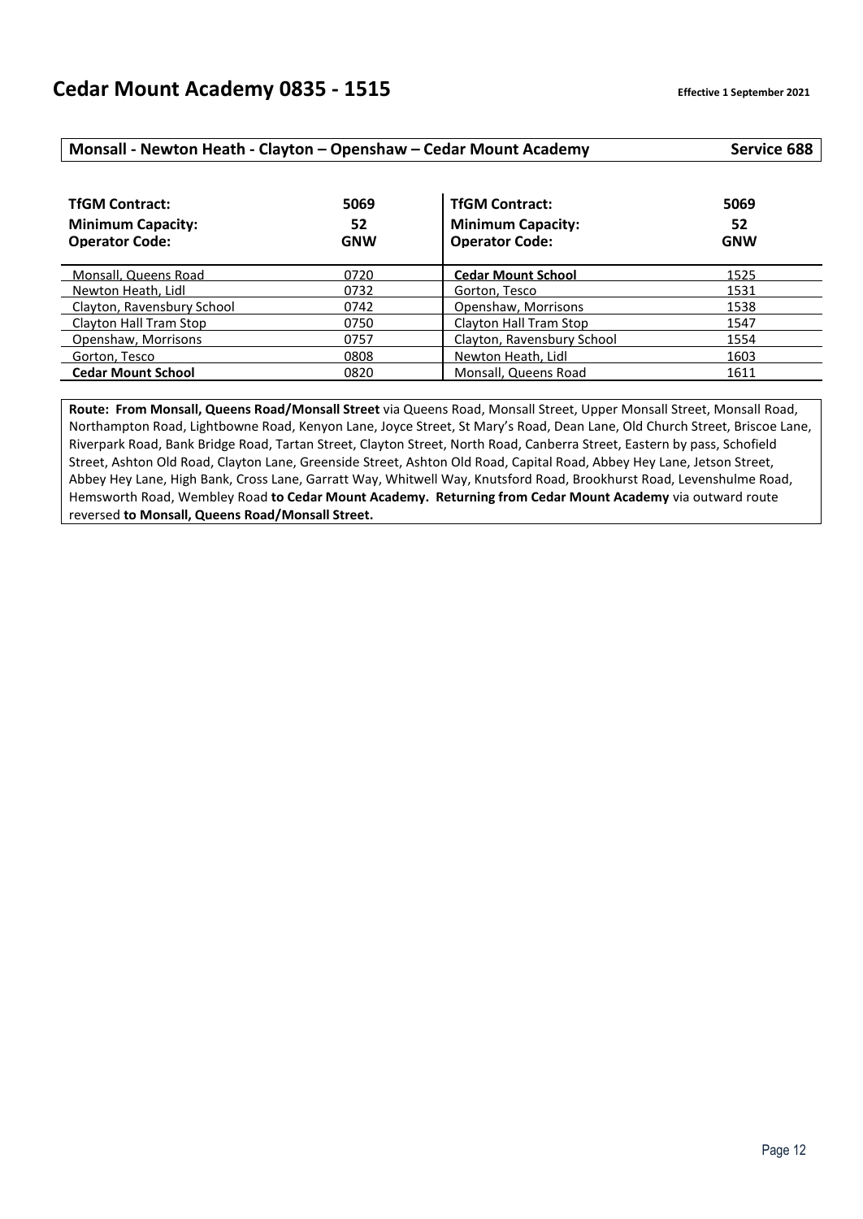# Cedar Mount Academy 0835 - 1515

**Effective 1 September 2021**

## Monsall - Newton Heath - Clayton – Openshaw – Cedar Mount Academy — Service 688

| **TfGM Contract:** | **5069** | **TfGM Contract:** | **5069** |
|---|---|---|---|
| **Minimum Capacity:** | **52** | **Minimum Capacity:** | **52** |
| **Operator Code:** | **GNW** | **Operator Code:** | **GNW** |
| Monsall, Queens Road | 0720 | **Cedar Mount School** | 1525 |
| Newton Heath, Lidl | 0732 | Gorton, Tesco | 1531 |
| Clayton, Ravensbury School | 0742 | Openshaw, Morrisons | 1538 |
| Clayton Hall Tram Stop | 0750 | Clayton Hall Tram Stop | 1547 |
| Openshaw, Morrisons | 0757 | Clayton, Ravensbury School | 1554 |
| Gorton, Tesco | 0808 | Newton Heath, Lidl | 1603 |
| **Cedar Mount School** | 0820 | Monsall, Queens Road | 1611 |

**Route: From Monsall, Queens Road/Monsall Street** via Queens Road, Monsall Street, Upper Monsall Street, Monsall Road, Northampton Road, Lightbowne Road, Kenyon Lane, Joyce Street, St Mary's Road, Dean Lane, Old Church Street, Briscoe Lane, Riverpark Road, Bank Bridge Road, Tartan Street, Clayton Street, North Road, Canberra Street, Eastern by pass, Schofield Street, Ashton Old Road, Clayton Lane, Greenside Street, Ashton Old Road, Capital Road, Abbey Hey Lane, Jetson Street, Abbey Hey Lane, High Bank, Cross Lane, Garratt Way, Whitwell Way, Knutsford Road, Brookhurst Road, Levenshulme Road, Hemsworth Road, Wembley Road **to Cedar Mount Academy. Returning from Cedar Mount Academy** via outward route reversed **to Monsall, Queens Road/Monsall Street.**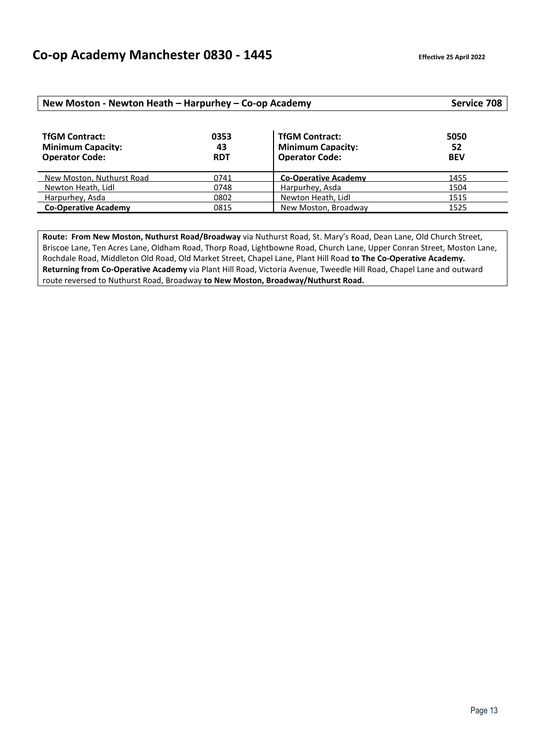# Co-op Academy Manchester 0830 - 1445

**Effective 25 April 2022**

## New Moston - Newton Heath – Harpurhey – Co-op Academy — Service 708

| **TfGM Contract:** | **0353** | **TfGM Contract:** | **5050** |
|---|---|---|---|
| **Minimum Capacity:** | **43** | **Minimum Capacity:** | **52** |
| **Operator Code:** | **RDT** | **Operator Code:** | **BEV** |
| New Moston, Nuthurst Road | 0741 | **Co-Operative Academy** | 1455 |
| Newton Heath, Lidl | 0748 | Harpurhey, Asda | 1504 |
| Harpurhey, Asda | 0802 | Newton Heath, Lidl | 1515 |
| **Co-Operative Academy** | 0815 | New Moston, Broadway | 1525 |

**Route: From New Moston, Nuthurst Road/Broadway** via Nuthurst Road, St. Mary's Road, Dean Lane, Old Church Street, Briscoe Lane, Ten Acres Lane, Oldham Road, Thorp Road, Lightbowne Road, Church Lane, Upper Conran Street, Moston Lane, Rochdale Road, Middleton Old Road, Old Market Street, Chapel Lane, Plant Hill Road **to The Co-Operative Academy.** **Returning from Co-Operative Academy** via Plant Hill Road, Victoria Avenue, Tweedle Hill Road, Chapel Lane and outward route reversed to Nuthurst Road, Broadway **to New Moston, Broadway/Nuthurst Road.**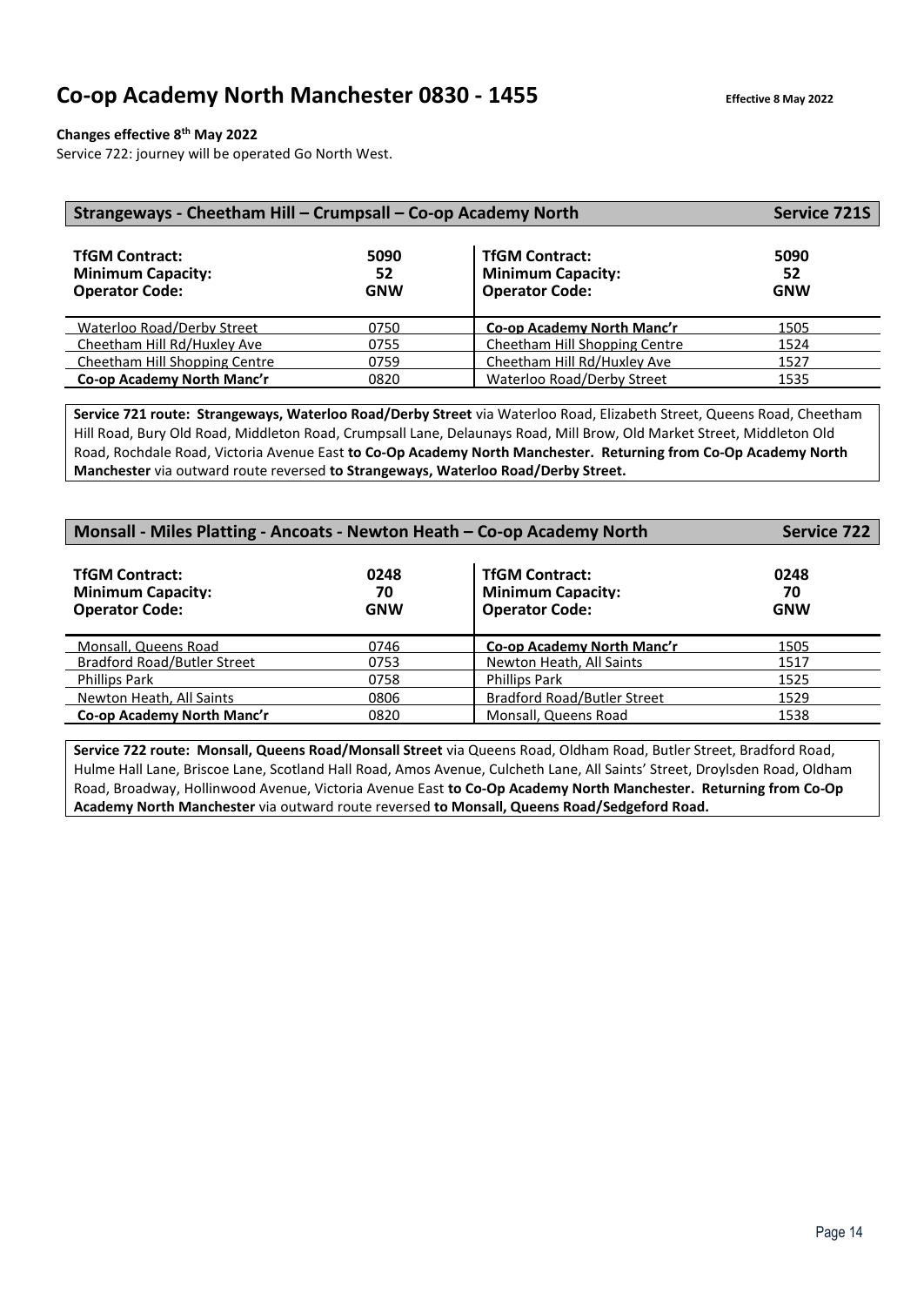# Co-op Academy North Manchester 0830 - 1455

**Effective 8 May 2022**

**Changes effective 8th May 2022**

Service 722: journey will be operated Go North West.

## Strangeways - Cheetham Hill – Crumpsall – Co-op Academy North — Service 721S

| **TfGM Contract:** | **5090** | **TfGM Contract:** | **5090** |
|---|---|---|---|
| **Minimum Capacity:** | **52** | **Minimum Capacity:** | **52** |
| **Operator Code:** | **GNW** | **Operator Code:** | **GNW** |
| Waterloo Road/Derby Street | 0750 | **Co-op Academy North Manc'r** | 1505 |
| Cheetham Hill Rd/Huxley Ave | 0755 | Cheetham Hill Shopping Centre | 1524 |
| Cheetham Hill Shopping Centre | 0759 | Cheetham Hill Rd/Huxley Ave | 1527 |
| **Co-op Academy North Manc'r** | 0820 | Waterloo Road/Derby Street | 1535 |

**Service 721 route: Strangeways, Waterloo Road/Derby Street** via Waterloo Road, Elizabeth Street, Queens Road, Cheetham Hill Road, Bury Old Road, Middleton Road, Crumpsall Lane, Delaunays Road, Mill Brow, Old Market Street, Middleton Old Road, Rochdale Road, Victoria Avenue East **to Co-Op Academy North Manchester. Returning from Co-Op Academy North Manchester** via outward route reversed **to Strangeways, Waterloo Road/Derby Street.**

## Monsall - Miles Platting - Ancoats - Newton Heath – Co-op Academy North — Service 722

| **TfGM Contract:** | **0248** | **TfGM Contract:** | **0248** |
|---|---|---|---|
| **Minimum Capacity:** | **70** | **Minimum Capacity:** | **70** |
| **Operator Code:** | **GNW** | **Operator Code:** | **GNW** |
| Monsall, Queens Road | 0746 | **Co-op Academy North Manc'r** | 1505 |
| Bradford Road/Butler Street | 0753 | Newton Heath, All Saints | 1517 |
| Phillips Park | 0758 | Phillips Park | 1525 |
| Newton Heath, All Saints | 0806 | Bradford Road/Butler Street | 1529 |
| **Co-op Academy North Manc'r** | 0820 | Monsall, Queens Road | 1538 |

**Service 722 route: Monsall, Queens Road/Monsall Street** via Queens Road, Oldham Road, Butler Street, Bradford Road, Hulme Hall Lane, Briscoe Lane, Scotland Hall Road, Amos Avenue, Culcheth Lane, All Saints' Street, Droylsden Road, Oldham Road, Broadway, Hollinwood Avenue, Victoria Avenue East **to Co-Op Academy North Manchester. Returning from Co-Op Academy North Manchester** via outward route reversed **to Monsall, Queens Road/Sedgeford Road.**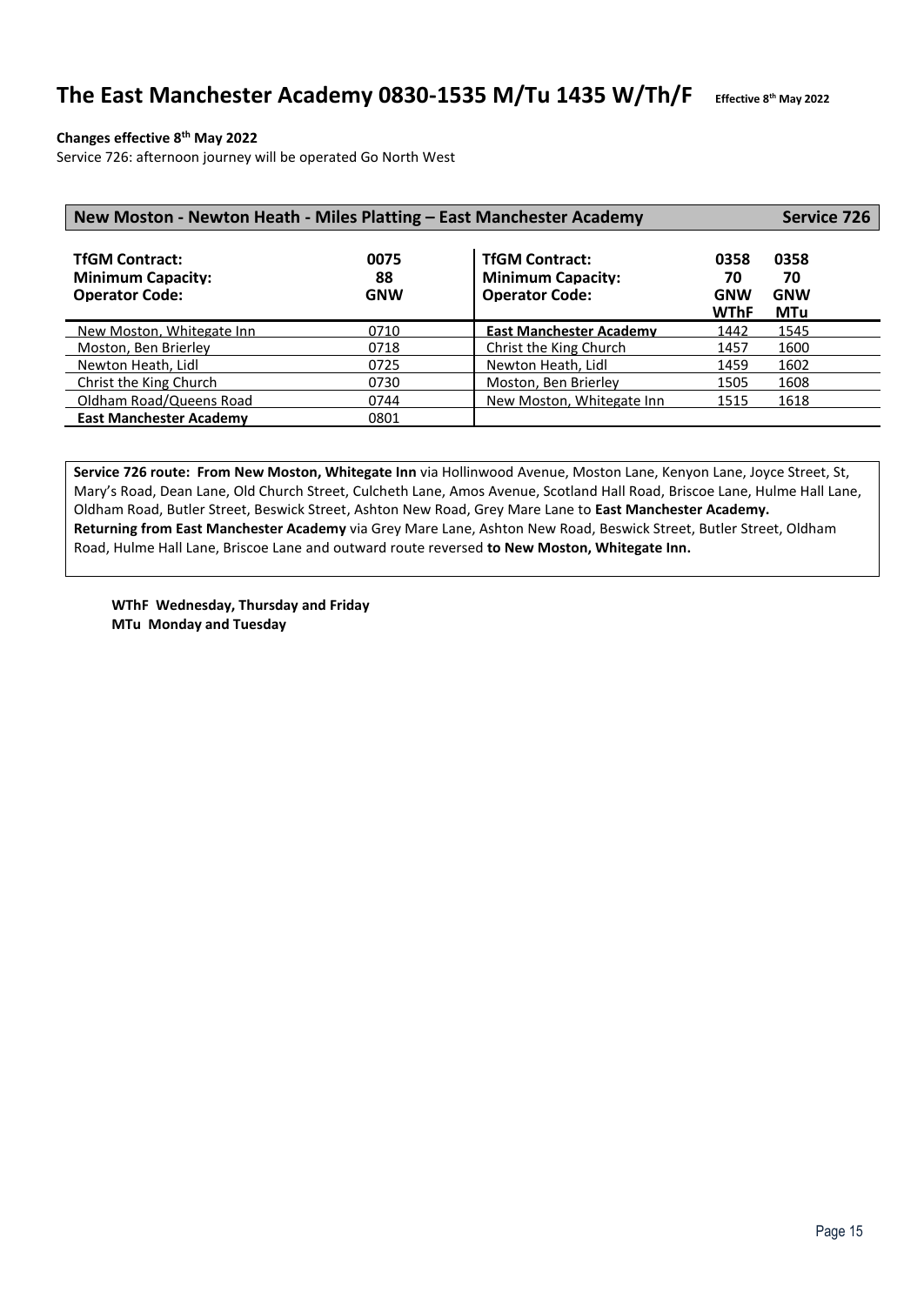# The East Manchester Academy 0830-1535 M/Tu 1435 W/Th/F

Effective 8th May 2022

**Changes effective 8th May 2022**

Service 726: afternoon journey will be operated Go North West

## New Moston - Newton Heath - Miles Platting – East Manchester Academy — Service 726

| **TfGM Contract:** | **0075** |
|---|---|
| **Minimum Capacity:** | **88** |
| **Operator Code:** | **GNW** |
| New Moston, Whitegate Inn | 0710 |
| Moston, Ben Brierley | 0718 |
| Newton Heath, Lidl | 0725 |
| Christ the King Church | 0730 |
| Oldham Road/Queens Road | 0744 |
| **East Manchester Academy** | 0801 |

| **TfGM Contract:** | **0358** | **0358** |
|---|---|---|
| **Minimum Capacity:** | **70** | **70** |
| **Operator Code:** | **GNW** | **GNW** |
| | **WThF** | **MTu** |
| **East Manchester Academy** | 1442 | 1545 |
| Christ the King Church | 1457 | 1600 |
| Newton Heath, Lidl | 1459 | 1602 |
| Moston, Ben Brierley | 1505 | 1608 |
| New Moston, Whitegate Inn | 1515 | 1618 |

**Service 726 route: From New Moston, Whitegate Inn** via Hollinwood Avenue, Moston Lane, Kenyon Lane, Joyce Street, St, Mary's Road, Dean Lane, Old Church Street, Culcheth Lane, Amos Avenue, Scotland Hall Road, Briscoe Lane, Hulme Hall Lane, Oldham Road, Butler Street, Beswick Street, Ashton New Road, Grey Mare Lane to **East Manchester Academy.**
**Returning from East Manchester Academy** via Grey Mare Lane, Ashton New Road, Beswick Street, Butler Street, Oldham Road, Hulme Hall Lane, Briscoe Lane and outward route reversed **to New Moston, Whitegate Inn.**

**WThF Wednesday, Thursday and Friday**
**MTu Monday and Tuesday**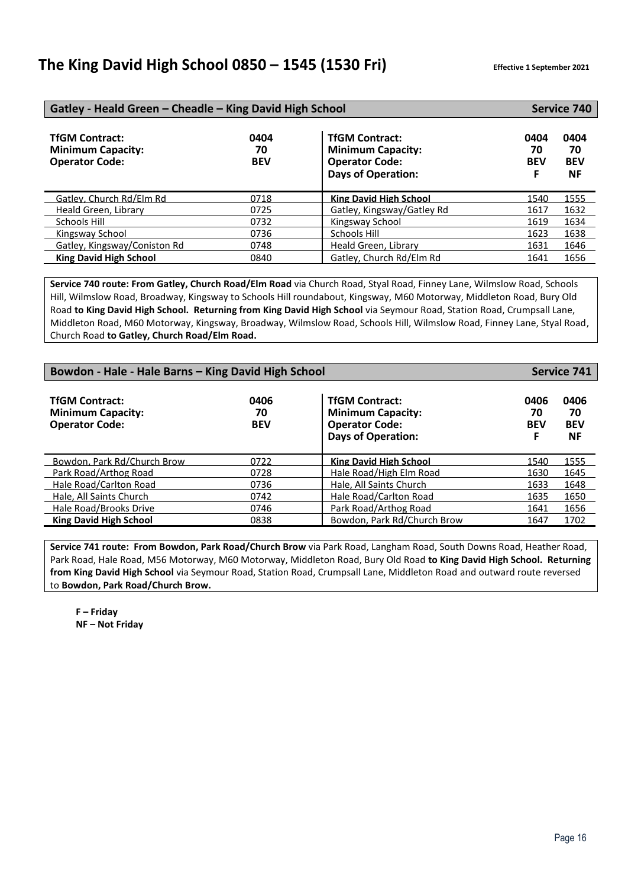# The King David High School 0850 – 1545 (1530 Fri)

**Effective 1 September 2021**

## Gatley - Heald Green – Cheadle – King David High School — Service 740

| **TfGM Contract:** | **0404** |
|---|---|
| **Minimum Capacity:** | **70** |
| **Operator Code:** | **BEV** |
| Gatley, Church Rd/Elm Rd | 0718 |
| Heald Green, Library | 0725 |
| Schools Hill | 0732 |
| Kingsway School | 0736 |
| Gatley, Kingsway/Coniston Rd | 0748 |
| **King David High School** | 0840 |

| **TfGM Contract:** | **0404** | **0404** |
|---|---|---|
| **Minimum Capacity:** | **70** | **70** |
| **Operator Code:** | **BEV** | **BEV** |
| **Days of Operation:** | **F** | **NF** |
| **King David High School** | 1540 | 1555 |
| Gatley, Kingsway/Gatley Rd | 1617 | 1632 |
| Kingsway School | 1619 | 1634 |
| Schools Hill | 1623 | 1638 |
| Heald Green, Library | 1631 | 1646 |
| Gatley, Church Rd/Elm Rd | 1641 | 1656 |

**Service 740 route: From Gatley, Church Road/Elm Road** via Church Road, Styal Road, Finney Lane, Wilmslow Road, Schools Hill, Wilmslow Road, Broadway, Kingsway to Schools Hill roundabout, Kingsway, M60 Motorway, Middleton Road, Bury Old Road **to King David High School. Returning from King David High School** via Seymour Road, Station Road, Crumpsall Lane, Middleton Road, M60 Motorway, Kingsway, Broadway, Wilmslow Road, Schools Hill, Wilmslow Road, Finney Lane, Styal Road, Church Road **to Gatley, Church Road/Elm Road.**

## Bowdon - Hale - Hale Barns – King David High School — Service 741

| **TfGM Contract:** | **0406** |
|---|---|
| **Minimum Capacity:** | **70** |
| **Operator Code:** | **BEV** |
| Bowdon, Park Rd/Church Brow | 0722 |
| Park Road/Arthog Road | 0728 |
| Hale Road/Carlton Road | 0736 |
| Hale, All Saints Church | 0742 |
| Hale Road/Brooks Drive | 0746 |
| **King David High School** | 0838 |

| **TfGM Contract:** | **0406** | **0406** |
|---|---|---|
| **Minimum Capacity:** | **70** | **70** |
| **Operator Code:** | **BEV** | **BEV** |
| **Days of Operation:** | **F** | **NF** |
| **King David High School** | 1540 | 1555 |
| Hale Road/High Elm Road | 1630 | 1645 |
| Hale, All Saints Church | 1633 | 1648 |
| Hale Road/Carlton Road | 1635 | 1650 |
| Park Road/Arthog Road | 1641 | 1656 |
| Bowdon, Park Rd/Church Brow | 1647 | 1702 |

**Service 741 route: From Bowdon, Park Road/Church Brow** via Park Road, Langham Road, South Downs Road, Heather Road, Park Road, Hale Road, M56 Motorway, M60 Motorway, Middleton Road, Bury Old Road **to King David High School. Returning from King David High School** via Seymour Road, Station Road, Crumpsall Lane, Middleton Road and outward route reversed to **Bowdon, Park Road/Church Brow.**

**F – Friday**
**NF – Not Friday**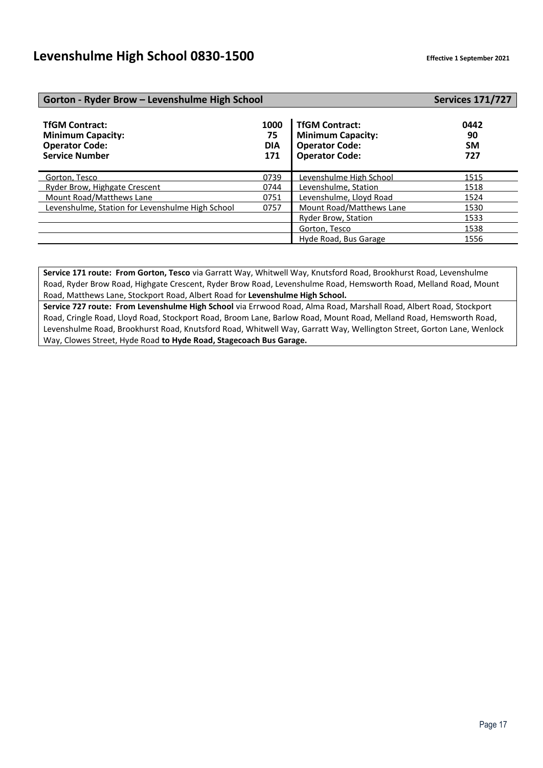# Levenshulme High School 0830-1500

**Effective 1 September 2021**

## Gorton - Ryder Brow – Levenshulme High School — Services 171/727

| **TfGM Contract:** | **1000** | **TfGM Contract:** | **0442** |
|---|---|---|---|
| **Minimum Capacity:** | **75** | **Minimum Capacity:** | **90** |
| **Operator Code:** | **DIA** | **Operator Code:** | **SM** |
| **Service Number** | **171** | **Operator Code:** | **727** |
| Gorton, Tesco | 0739 | Levenshulme High School | 1515 |
| Ryder Brow, Highgate Crescent | 0744 | Levenshulme, Station | 1518 |
| Mount Road/Matthews Lane | 0751 | Levenshulme, Lloyd Road | 1524 |
| Levenshulme, Station for Levenshulme High School | 0757 | Mount Road/Matthews Lane | 1530 |
| | | Ryder Brow, Station | 1533 |
| | | Gorton, Tesco | 1538 |
| | | Hyde Road, Bus Garage | 1556 |

**Service 171 route: From Gorton, Tesco** via Garratt Way, Whitwell Way, Knutsford Road, Brookhurst Road, Levenshulme Road, Ryder Brow Road, Highgate Crescent, Ryder Brow Road, Levenshulme Road, Hemsworth Road, Melland Road, Mount Road, Matthews Lane, Stockport Road, Albert Road for **Levenshulme High School.**

**Service 727 route: From Levenshulme High School** via Errwood Road, Alma Road, Marshall Road, Albert Road, Stockport Road, Cringle Road, Lloyd Road, Stockport Road, Broom Lane, Barlow Road, Mount Road, Melland Road, Hemsworth Road, Levenshulme Road, Brookhurst Road, Knutsford Road, Whitwell Way, Garratt Way, Wellington Street, Gorton Lane, Wenlock Way, Clowes Street, Hyde Road **to Hyde Road, Stagecoach Bus Garage.**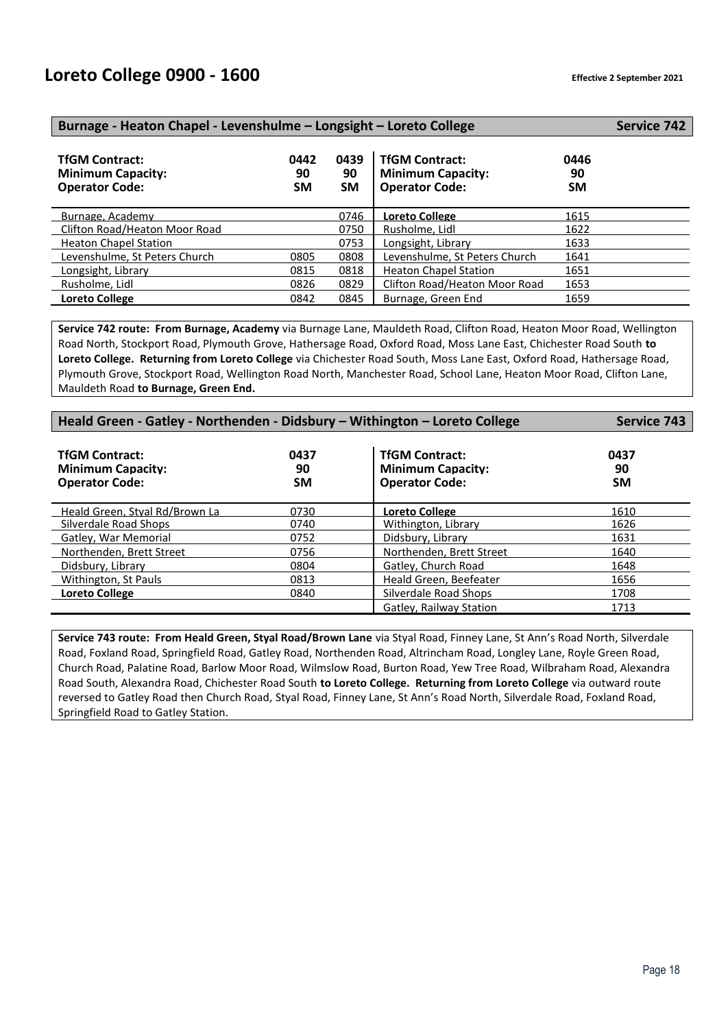# Loreto College 0900 - 1600

**Effective 2 September 2021**

## Burnage - Heaton Chapel - Levenshulme – Longsight – Loreto College — Service 742

| TfGM Contract: | 0442 | 0439 |
|---|---|---|
| Minimum Capacity: | 90 | 90 |
| Operator Code: | SM | SM |
| Burnage, Academy | | 0746 |
| Clifton Road/Heaton Moor Road | | 0750 |
| Heaton Chapel Station | | 0753 |
| Levenshulme, St Peters Church | 0805 | 0808 |
| Longsight, Library | 0815 | 0818 |
| Rusholme, Lidl | 0826 | 0829 |
| **Loreto College** | 0842 | 0845 |

| TfGM Contract: | 0446 |
|---|---|
| Minimum Capacity: | 90 |
| Operator Code: | SM |
| **Loreto College** | 1615 |
| Rusholme, Lidl | 1622 |
| Longsight, Library | 1633 |
| Levenshulme, St Peters Church | 1641 |
| Heaton Chapel Station | 1651 |
| Clifton Road/Heaton Moor Road | 1653 |
| Burnage, Green End | 1659 |

**Service 742 route: From Burnage, Academy** via Burnage Lane, Mauldeth Road, Clifton Road, Heaton Moor Road, Wellington Road North, Stockport Road, Plymouth Grove, Hathersage Road, Oxford Road, Moss Lane East, Chichester Road South **to Loreto College. Returning from Loreto College** via Chichester Road South, Moss Lane East, Oxford Road, Hathersage Road, Plymouth Grove, Stockport Road, Wellington Road North, Manchester Road, School Lane, Heaton Moor Road, Clifton Lane, Mauldeth Road **to Burnage, Green End.**

## Heald Green - Gatley - Northenden - Didsbury – Withington – Loreto College — Service 743

| TfGM Contract: | 0437 |
|---|---|
| Minimum Capacity: | 90 |
| Operator Code: | SM |
| Heald Green, Styal Rd/Brown La | 0730 |
| Silverdale Road Shops | 0740 |
| Gatley, War Memorial | 0752 |
| Northenden, Brett Street | 0756 |
| Didsbury, Library | 0804 |
| Withington, St Pauls | 0813 |
| **Loreto College** | 0840 |

| TfGM Contract: | 0437 |
|---|---|
| Minimum Capacity: | 90 |
| Operator Code: | SM |
| **Loreto College** | 1610 |
| Withington, Library | 1626 |
| Didsbury, Library | 1631 |
| Northenden, Brett Street | 1640 |
| Gatley, Church Road | 1648 |
| Heald Green, Beefeater | 1656 |
| Silverdale Road Shops | 1708 |
| Gatley, Railway Station | 1713 |

**Service 743 route: From Heald Green, Styal Road/Brown Lane** via Styal Road, Finney Lane, St Ann's Road North, Silverdale Road, Foxland Road, Springfield Road, Gatley Road, Northenden Road, Altrincham Road, Longley Lane, Royle Green Road, Church Road, Palatine Road, Barlow Moor Road, Wilmslow Road, Burton Road, Yew Tree Road, Wilbraham Road, Alexandra Road South, Alexandra Road, Chichester Road South **to Loreto College. Returning from Loreto College** via outward route reversed to Gatley Road then Church Road, Styal Road, Finney Lane, St Ann's Road North, Silverdale Road, Foxland Road, Springfield Road to Gatley Station.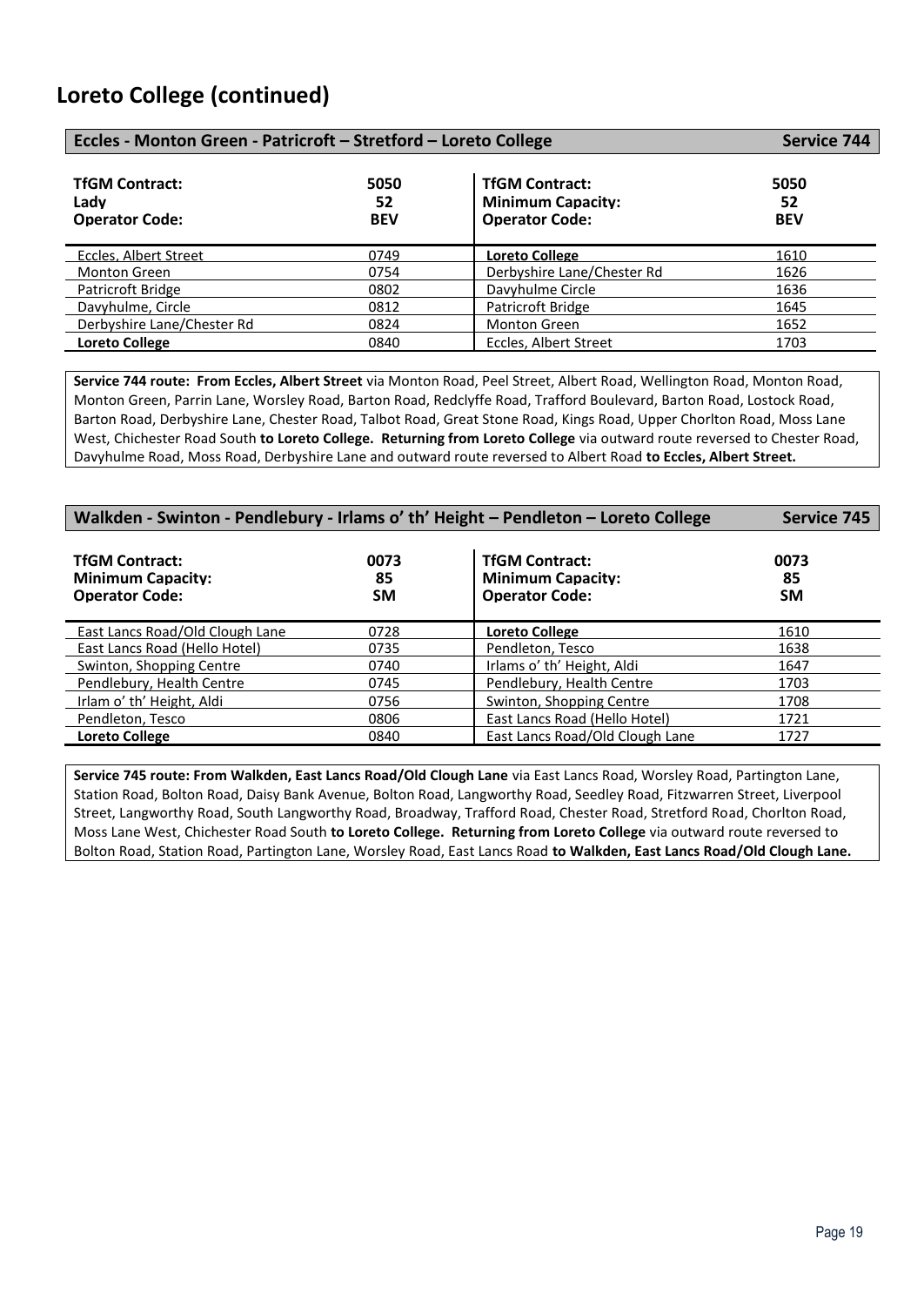## Loreto College (continued)

| Eccles - Monton Green - Patricroft – Stretford – Loreto College | | | Service 744 |
|---|---|---|---|
| **TfGM Contract:** | **5050** | **TfGM Contract:** | **5050** |
| **Lady** | **52** | **Minimum Capacity:** | **52** |
| **Operator Code:** | **BEV** | **Operator Code:** | **BEV** |
| Eccles, Albert Street | 0749 | **Loreto College** | 1610 |
| Monton Green | 0754 | Derbyshire Lane/Chester Rd | 1626 |
| Patricroft Bridge | 0802 | Davyhulme Circle | 1636 |
| Davyhulme, Circle | 0812 | Patricroft Bridge | 1645 |
| Derbyshire Lane/Chester Rd | 0824 | Monton Green | 1652 |
| **Loreto College** | 0840 | Eccles, Albert Street | 1703 |

**Service 744 route: From Eccles, Albert Street** via Monton Road, Peel Street, Albert Road, Wellington Road, Monton Road, Monton Green, Parrin Lane, Worsley Road, Barton Road, Redclyffe Road, Trafford Boulevard, Barton Road, Lostock Road, Barton Road, Derbyshire Lane, Chester Road, Talbot Road, Great Stone Road, Kings Road, Upper Chorlton Road, Moss Lane West, Chichester Road South **to Loreto College. Returning from Loreto College** via outward route reversed to Chester Road, Davyhulme Road, Moss Road, Derbyshire Lane and outward route reversed to Albert Road **to Eccles, Albert Street.**

| Walkden - Swinton - Pendlebury - Irlams o' th' Height – Pendleton – Loreto College | | | Service 745 |
|---|---|---|---|
| **TfGM Contract:** | **0073** | **TfGM Contract:** | **0073** |
| **Minimum Capacity:** | **85** | **Minimum Capacity:** | **85** |
| **Operator Code:** | **SM** | **Operator Code:** | **SM** |
| East Lancs Road/Old Clough Lane | 0728 | **Loreto College** | 1610 |
| East Lancs Road (Hello Hotel) | 0735 | Pendleton, Tesco | 1638 |
| Swinton, Shopping Centre | 0740 | Irlams o' th' Height, Aldi | 1647 |
| Pendlebury, Health Centre | 0745 | Pendlebury, Health Centre | 1703 |
| Irlam o' th' Height, Aldi | 0756 | Swinton, Shopping Centre | 1708 |
| Pendleton, Tesco | 0806 | East Lancs Road (Hello Hotel) | 1721 |
| **Loreto College** | 0840 | East Lancs Road/Old Clough Lane | 1727 |

**Service 745 route: From Walkden, East Lancs Road/Old Clough Lane** via East Lancs Road, Worsley Road, Partington Lane, Station Road, Bolton Road, Daisy Bank Avenue, Bolton Road, Langworthy Road, Seedley Road, Fitzwarren Street, Liverpool Street, Langworthy Road, South Langworthy Road, Broadway, Trafford Road, Chester Road, Stretford Road, Chorlton Road, Moss Lane West, Chichester Road South **to Loreto College. Returning from Loreto College** via outward route reversed to Bolton Road, Station Road, Partington Lane, Worsley Road, East Lancs Road **to Walkden, East Lancs Road/Old Clough Lane.**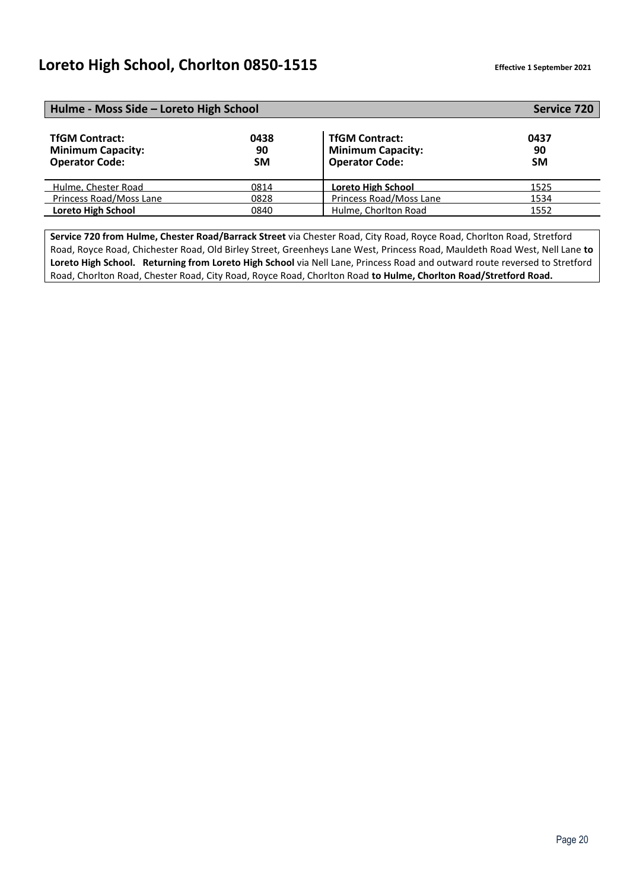# Loreto High School, Chorlton 0850-1515

**Effective 1 September 2021**

## Hulme - Moss Side – Loreto High School — Service 720

| **TfGM Contract:** | **0438** | **TfGM Contract:** | **0437** |
|---|---|---|---|
| **Minimum Capacity:** | **90** | **Minimum Capacity:** | **90** |
| **Operator Code:** | **SM** | **Operator Code:** | **SM** |
| Hulme, Chester Road | 0814 | **Loreto High School** | 1525 |
| Princess Road/Moss Lane | 0828 | Princess Road/Moss Lane | 1534 |
| **Loreto High School** | 0840 | Hulme, Chorlton Road | 1552 |

**Service 720 from Hulme, Chester Road/Barrack Street** via Chester Road, City Road, Royce Road, Chorlton Road, Stretford Road, Royce Road, Chichester Road, Old Birley Street, Greenheys Lane West, Princess Road, Mauldeth Road West, Nell Lane **to Loreto High School. Returning from Loreto High School** via Nell Lane, Princess Road and outward route reversed to Stretford Road, Chorlton Road, Chester Road, City Road, Royce Road, Chorlton Road **to Hulme, Chorlton Road/Stretford Road.**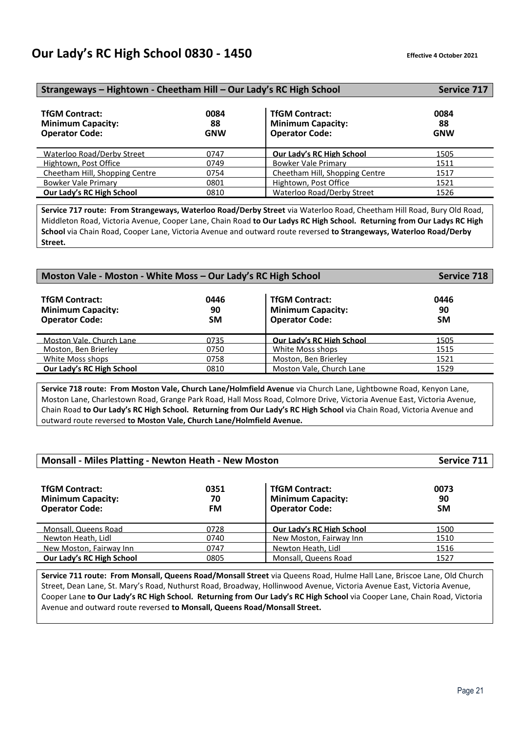# Our Lady's RC High School 0830 - 1450

**Effective 4 October 2021**

## Strangeways – Hightown - Cheetham Hill – Our Lady's RC High School — Service 717

| **TfGM Contract:** | **0084** | **TfGM Contract:** | **0084** |
|---|---|---|---|
| **Minimum Capacity:** | **88** | **Minimum Capacity:** | **88** |
| **Operator Code:** | **GNW** | **Operator Code:** | **GNW** |
| Waterloo Road/Derby Street | 0747 | **Our Lady's RC High School** | 1505 |
| Hightown, Post Office | 0749 | Bowker Vale Primary | 1511 |
| Cheetham Hill, Shopping Centre | 0754 | Cheetham Hill, Shopping Centre | 1517 |
| Bowker Vale Primary | 0801 | Hightown, Post Office | 1521 |
| **Our Lady's RC High School** | 0810 | Waterloo Road/Derby Street | 1526 |

**Service 717 route: From Strangeways, Waterloo Road/Derby Street** via Waterloo Road, Cheetham Hill Road, Bury Old Road, Middleton Road, Victoria Avenue, Cooper Lane, Chain Road **to Our Ladys RC High School. Returning from Our Ladys RC High School** via Chain Road, Cooper Lane, Victoria Avenue and outward route reversed **to Strangeways, Waterloo Road/Derby Street.**

## Moston Vale - Moston - White Moss – Our Lady's RC High School — Service 718

| **TfGM Contract:** | **0446** | **TfGM Contract:** | **0446** |
|---|---|---|---|
| **Minimum Capacity:** | **90** | **Minimum Capacity:** | **90** |
| **Operator Code:** | **SM** | **Operator Code:** | **SM** |
| Moston Vale, Church Lane | 0735 | **Our Lady's RC High School** | 1505 |
| Moston, Ben Brierley | 0750 | White Moss shops | 1515 |
| White Moss shops | 0758 | Moston, Ben Brierley | 1521 |
| **Our Lady's RC High School** | 0810 | Moston Vale, Church Lane | 1529 |

**Service 718 route: From Moston Vale, Church Lane/Holmfield Avenue** via Church Lane, Lightbowne Road, Kenyon Lane, Moston Lane, Charlestown Road, Grange Park Road, Hall Moss Road, Colmore Drive, Victoria Avenue East, Victoria Avenue, Chain Road **to Our Lady's RC High School. Returning from Our Lady's RC High School** via Chain Road, Victoria Avenue and outward route reversed **to Moston Vale, Church Lane/Holmfield Avenue.**

## Monsall - Miles Platting - Newton Heath - New Moston — Service 711

| **TfGM Contract:** | **0351** | **TfGM Contract:** | **0073** |
|---|---|---|---|
| **Minimum Capacity:** | **70** | **Minimum Capacity:** | **90** |
| **Operator Code:** | **FM** | **Operator Code:** | **SM** |
| Monsall, Queens Road | 0728 | **Our Lady's RC High School** | 1500 |
| Newton Heath, Lidl | 0740 | New Moston, Fairway Inn | 1510 |
| New Moston, Fairway Inn | 0747 | Newton Heath, Lidl | 1516 |
| **Our Lady's RC High School** | 0805 | Monsall, Queens Road | 1527 |

**Service 711 route: From Monsall, Queens Road/Monsall Street** via Queens Road, Hulme Hall Lane, Briscoe Lane, Old Church Street, Dean Lane, St. Mary's Road, Nuthurst Road, Broadway, Hollinwood Avenue, Victoria Avenue East, Victoria Avenue, Cooper Lane **to Our Lady's RC High School. Returning from Our Lady's RC High School** via Cooper Lane, Chain Road, Victoria Avenue and outward route reversed **to Monsall, Queens Road/Monsall Street.**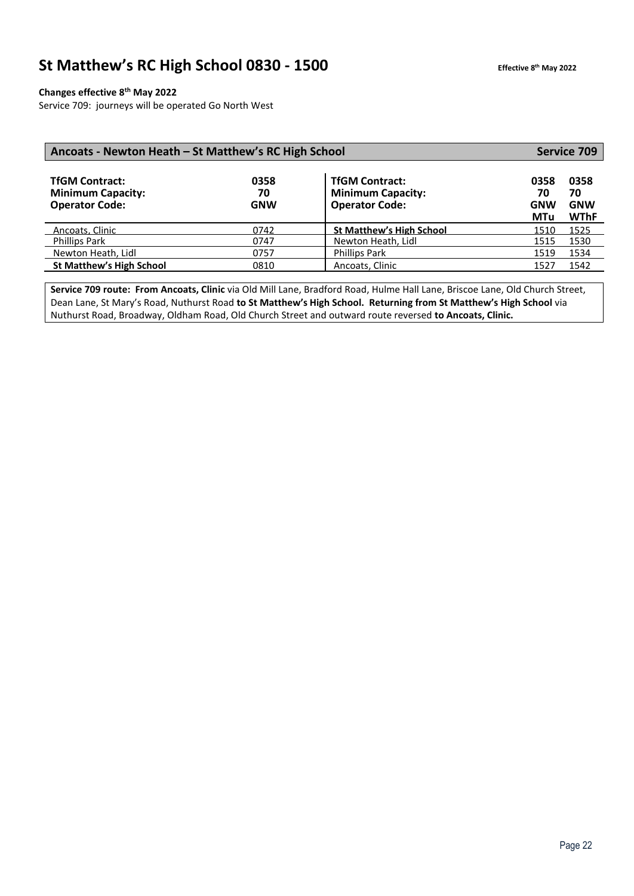# St Matthew's RC High School 0830 - 1500

Effective 8th May 2022

**Changes effective 8th May 2022**

Service 709: journeys will be operated Go North West

## Ancoats - Newton Heath – St Matthew's RC High School — Service 709

| **TfGM Contract:** | **0358** |
|---|---|
| **Minimum Capacity:** | **70** |
| **Operator Code:** | **GNW** |
| Ancoats, Clinic | 0742 |
| Phillips Park | 0747 |
| Newton Heath, Lidl | 0757 |
| **St Matthew's High School** | 0810 |

| **TfGM Contract:** | **0358** | **0358** |
|---|---|---|
| **Minimum Capacity:** | **70** | **70** |
| **Operator Code:** | **GNW** | **GNW** |
| | **MTu** | **WThF** |
| **St Matthew's High School** | 1510 | 1525 |
| Newton Heath, Lidl | 1515 | 1530 |
| Phillips Park | 1519 | 1534 |
| Ancoats, Clinic | 1527 | 1542 |

**Service 709 route: From Ancoats, Clinic** via Old Mill Lane, Bradford Road, Hulme Hall Lane, Briscoe Lane, Old Church Street, Dean Lane, St Mary's Road, Nuthurst Road **to St Matthew's High School. Returning from St Matthew's High School** via Nuthurst Road, Broadway, Oldham Road, Old Church Street and outward route reversed **to Ancoats, Clinic.**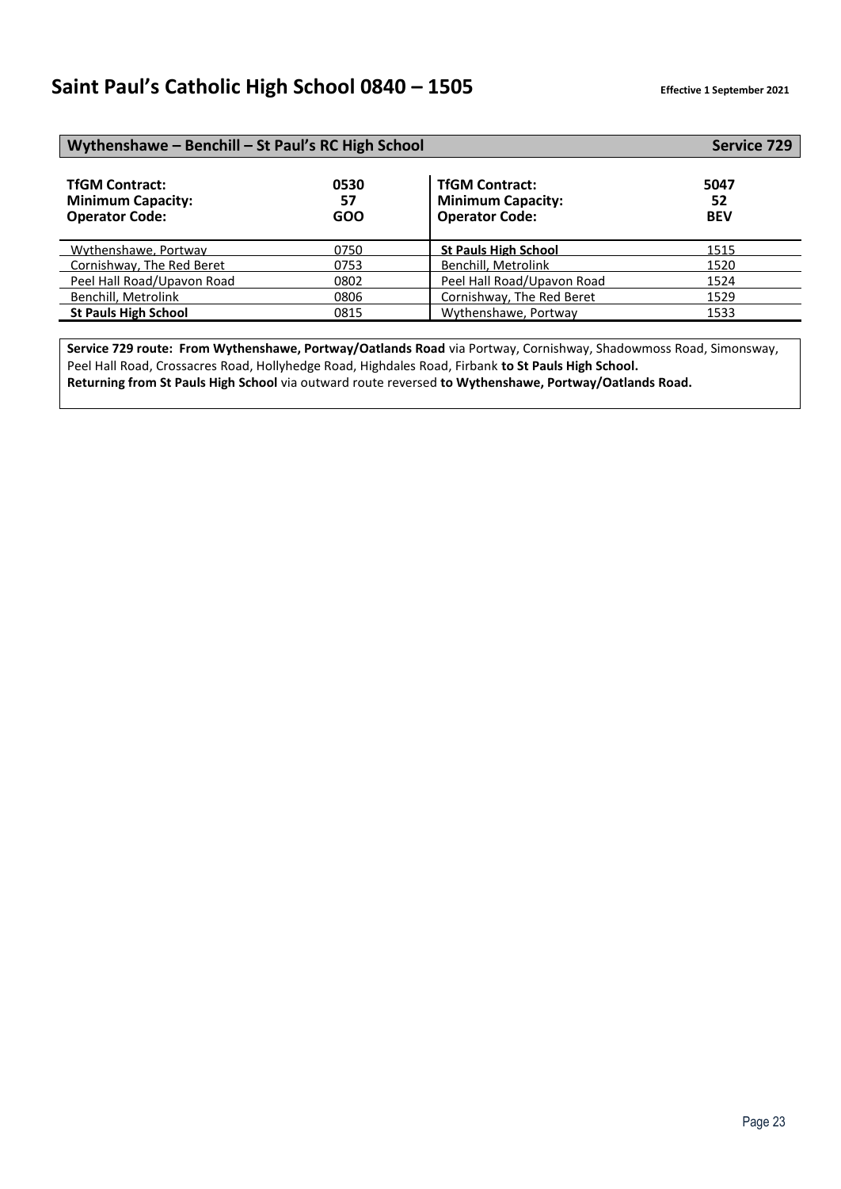# Saint Paul's Catholic High School 0840 – 1505

**Effective 1 September 2021**

## Wythenshawe – Benchill – St Paul's RC High School — Service 729

| **TfGM Contract:** | **0530** | **TfGM Contract:** | **5047** |
|---|---|---|---|
| **Minimum Capacity:** | **57** | **Minimum Capacity:** | **52** |
| **Operator Code:** | **GOO** | **Operator Code:** | **BEV** |
| Wythenshawe, Portway | 0750 | **St Pauls High School** | 1515 |
| Cornishway, The Red Beret | 0753 | Benchill, Metrolink | 1520 |
| Peel Hall Road/Upavon Road | 0802 | Peel Hall Road/Upavon Road | 1524 |
| Benchill, Metrolink | 0806 | Cornishway, The Red Beret | 1529 |
| **St Pauls High School** | 0815 | Wythenshawe, Portway | 1533 |

**Service 729 route: From Wythenshawe, Portway/Oatlands Road** via Portway, Cornishway, Shadowmoss Road, Simonsway, Peel Hall Road, Crossacres Road, Hollyhedge Road, Highdales Road, Firbank **to St Pauls High School.**
**Returning from St Pauls High School** via outward route reversed **to Wythenshawe, Portway/Oatlands Road.**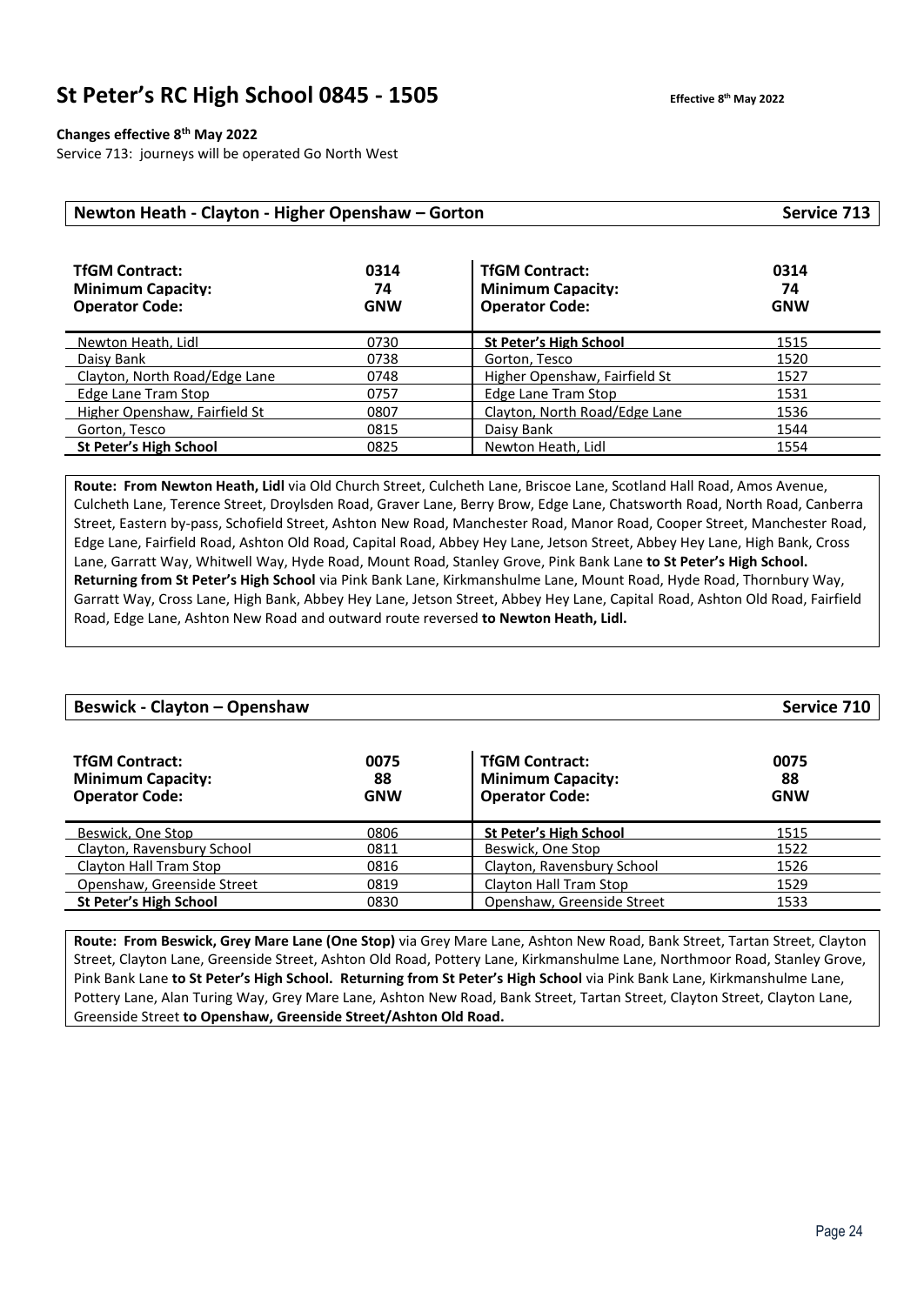# St Peter's RC High School 0845 - 1505

Effective 8th May 2022

**Changes effective 8th May 2022**

Service 713: journeys will be operated Go North West

## Newton Heath - Clayton - Higher Openshaw – Gorton — Service 713

| **TfGM Contract:** | **0314** | **TfGM Contract:** | **0314** |
|---|---|---|---|
| **Minimum Capacity:** | **74** | **Minimum Capacity:** | **74** |
| **Operator Code:** | **GNW** | **Operator Code:** | **GNW** |
| Newton Heath, Lidl | 0730 | **St Peter's High School** | 1515 |
| Daisy Bank | 0738 | Gorton, Tesco | 1520 |
| Clayton, North Road/Edge Lane | 0748 | Higher Openshaw, Fairfield St | 1527 |
| Edge Lane Tram Stop | 0757 | Edge Lane Tram Stop | 1531 |
| Higher Openshaw, Fairfield St | 0807 | Clayton, North Road/Edge Lane | 1536 |
| Gorton, Tesco | 0815 | Daisy Bank | 1544 |
| **St Peter's High School** | 0825 | Newton Heath, Lidl | 1554 |

**Route: From Newton Heath, Lidl** via Old Church Street, Culcheth Lane, Briscoe Lane, Scotland Hall Road, Amos Avenue, Culcheth Lane, Terence Street, Droylsden Road, Graver Lane, Berry Brow, Edge Lane, Chatsworth Road, North Road, Canberra Street, Eastern by-pass, Schofield Street, Ashton New Road, Manchester Road, Manor Road, Cooper Street, Manchester Road, Edge Lane, Fairfield Road, Ashton Old Road, Capital Road, Abbey Hey Lane, Jetson Street, Abbey Hey Lane, High Bank, Cross Lane, Garratt Way, Whitwell Way, Hyde Road, Mount Road, Stanley Grove, Pink Bank Lane **to St Peter's High School. Returning from St Peter's High School** via Pink Bank Lane, Kirkmanshulme Lane, Mount Road, Hyde Road, Thornbury Way, Garratt Way, Cross Lane, High Bank, Abbey Hey Lane, Jetson Street, Abbey Hey Lane, Capital Road, Ashton Old Road, Fairfield Road, Edge Lane, Ashton New Road and outward route reversed **to Newton Heath, Lidl.**

## Beswick - Clayton – Openshaw — Service 710

| **TfGM Contract:** | **0075** | **TfGM Contract:** | **0075** |
|---|---|---|---|
| **Minimum Capacity:** | **88** | **Minimum Capacity:** | **88** |
| **Operator Code:** | **GNW** | **Operator Code:** | **GNW** |
| Beswick, One Stop | 0806 | **St Peter's High School** | 1515 |
| Clayton, Ravensbury School | 0811 | Beswick, One Stop | 1522 |
| Clayton Hall Tram Stop | 0816 | Clayton, Ravensbury School | 1526 |
| Openshaw, Greenside Street | 0819 | Clayton Hall Tram Stop | 1529 |
| **St Peter's High School** | 0830 | Openshaw, Greenside Street | 1533 |

**Route: From Beswick, Grey Mare Lane (One Stop)** via Grey Mare Lane, Ashton New Road, Bank Street, Tartan Street, Clayton Street, Clayton Lane, Greenside Street, Ashton Old Road, Pottery Lane, Kirkmanshulme Lane, Northmoor Road, Stanley Grove, Pink Bank Lane **to St Peter's High School. Returning from St Peter's High School** via Pink Bank Lane, Kirkmanshulme Lane, Pottery Lane, Alan Turing Way, Grey Mare Lane, Ashton New Road, Bank Street, Tartan Street, Clayton Street, Clayton Lane, Greenside Street **to Openshaw, Greenside Street/Ashton Old Road.**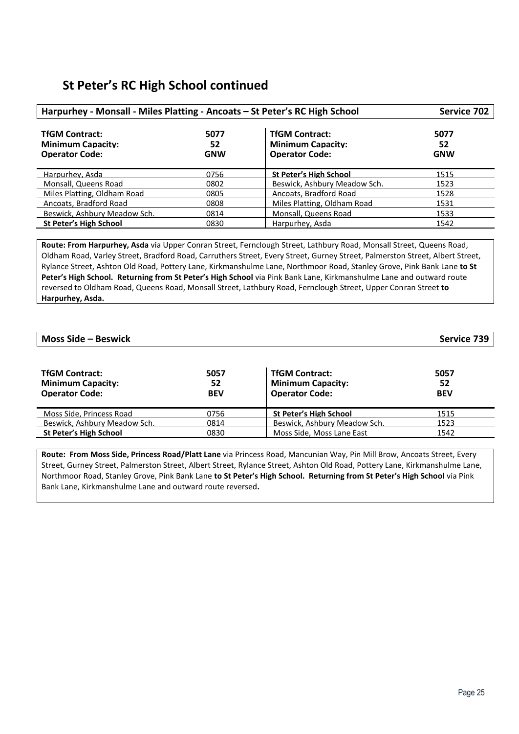# St Peter's RC High School continued

## Harpurhey - Monsall - Miles Platting - Ancoats – St Peter's RC High School — Service 702

| **TfGM Contract:** | **5077** | **TfGM Contract:** | **5077** |
|---|---|---|---|
| **Minimum Capacity:** | **52** | **Minimum Capacity:** | **52** |
| **Operator Code:** | **GNW** | **Operator Code:** | **GNW** |
| Harpurhey, Asda | 0756 | **St Peter's High School** | 1515 |
| Monsall, Queens Road | 0802 | Beswick, Ashbury Meadow Sch. | 1523 |
| Miles Platting, Oldham Road | 0805 | Ancoats, Bradford Road | 1528 |
| Ancoats, Bradford Road | 0808 | Miles Platting, Oldham Road | 1531 |
| Beswick, Ashbury Meadow Sch. | 0814 | Monsall, Queens Road | 1533 |
| **St Peter's High School** | 0830 | Harpurhey, Asda | 1542 |

**Route: From Harpurhey, Asda** via Upper Conran Street, Fernclough Street, Lathbury Road, Monsall Street, Queens Road, Oldham Road, Varley Street, Bradford Road, Carruthers Street, Every Street, Gurney Street, Palmerston Street, Albert Street, Rylance Street, Ashton Old Road, Pottery Lane, Kirkmanshulme Lane, Northmoor Road, Stanley Grove, Pink Bank Lane **to St Peter's High School. Returning from St Peter's High School** via Pink Bank Lane, Kirkmanshulme Lane and outward route reversed to Oldham Road, Queens Road, Monsall Street, Lathbury Road, Fernclough Street, Upper Conran Street **to Harpurhey, Asda.**

## Moss Side – Beswick — Service 739

| **TfGM Contract:** | **5057** | **TfGM Contract:** | **5057** |
|---|---|---|---|
| **Minimum Capacity:** | **52** | **Minimum Capacity:** | **52** |
| **Operator Code:** | **BEV** | **Operator Code:** | **BEV** |
| Moss Side, Princess Road | 0756 | **St Peter's High School** | 1515 |
| Beswick, Ashbury Meadow Sch. | 0814 | Beswick, Ashbury Meadow Sch. | 1523 |
| **St Peter's High School** | 0830 | Moss Side, Moss Lane East | 1542 |

**Route: From Moss Side, Princess Road/Platt Lane** via Princess Road, Mancunian Way, Pin Mill Brow, Ancoats Street, Every Street, Gurney Street, Palmerston Street, Albert Street, Rylance Street, Ashton Old Road, Pottery Lane, Kirkmanshulme Lane, Northmoor Road, Stanley Grove, Pink Bank Lane **to St Peter's High School. Returning from St Peter's High School** via Pink Bank Lane, Kirkmanshulme Lane and outward route reversed**.**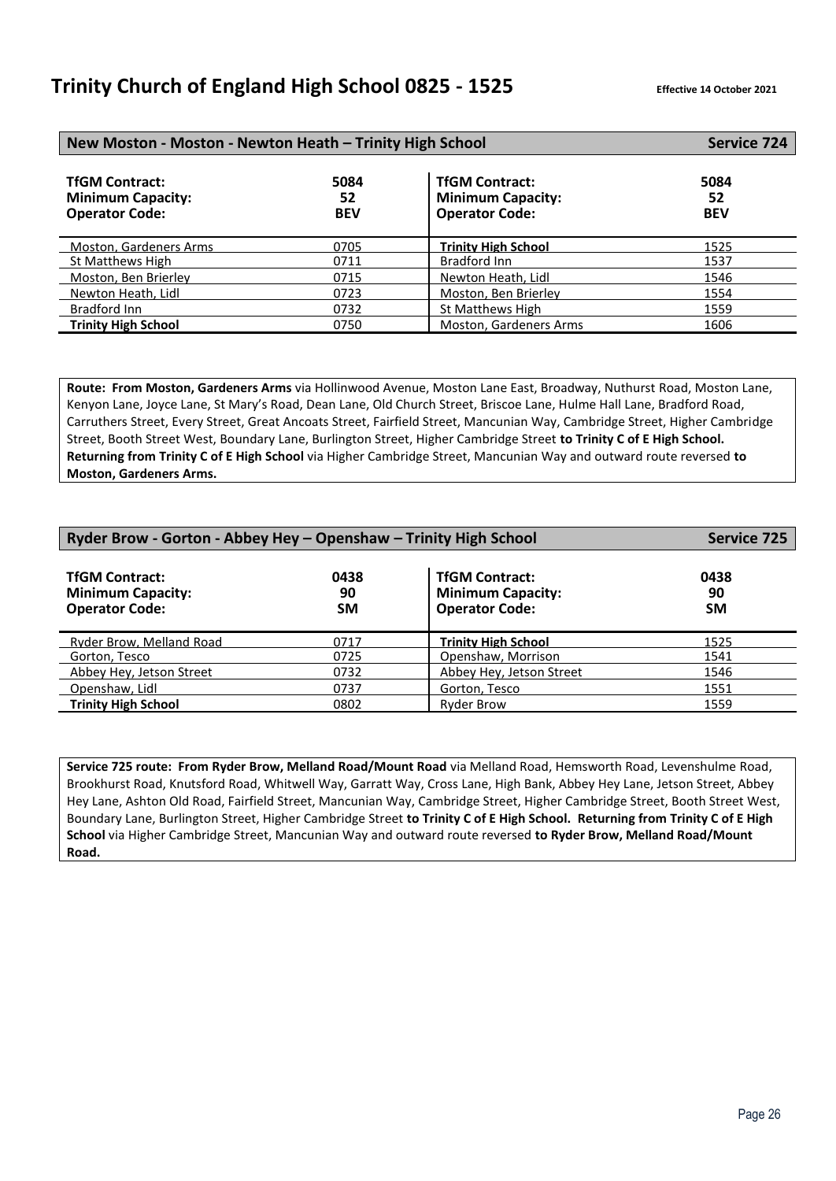# Trinity Church of England High School 0825 - 1525

**Effective 14 October 2021**

## New Moston - Moston - Newton Heath – Trinity High School — Service 724

| **TfGM Contract:** | **5084** | **TfGM Contract:** | **5084** |
|---|---|---|---|
| **Minimum Capacity:** | **52** | **Minimum Capacity:** | **52** |
| **Operator Code:** | **BEV** | **Operator Code:** | **BEV** |
| Moston, Gardeners Arms | 0705 | **Trinity High School** | 1525 |
| St Matthews High | 0711 | Bradford Inn | 1537 |
| Moston, Ben Brierley | 0715 | Newton Heath, Lidl | 1546 |
| Newton Heath, Lidl | 0723 | Moston, Ben Brierley | 1554 |
| Bradford Inn | 0732 | St Matthews High | 1559 |
| **Trinity High School** | 0750 | Moston, Gardeners Arms | 1606 |

**Route: From Moston, Gardeners Arms** via Hollinwood Avenue, Moston Lane East, Broadway, Nuthurst Road, Moston Lane, Kenyon Lane, Joyce Lane, St Mary's Road, Dean Lane, Old Church Street, Briscoe Lane, Hulme Hall Lane, Bradford Road, Carruthers Street, Every Street, Great Ancoats Street, Fairfield Street, Mancunian Way, Cambridge Street, Higher Cambridge Street, Booth Street West, Boundary Lane, Burlington Street, Higher Cambridge Street **to Trinity C of E High School. Returning from Trinity C of E High School** via Higher Cambridge Street, Mancunian Way and outward route reversed **to Moston, Gardeners Arms.**

## Ryder Brow - Gorton - Abbey Hey – Openshaw – Trinity High School — Service 725

| **TfGM Contract:** | **0438** | **TfGM Contract:** | **0438** |
|---|---|---|---|
| **Minimum Capacity:** | **90** | **Minimum Capacity:** | **90** |
| **Operator Code:** | **SM** | **Operator Code:** | **SM** |
| Ryder Brow, Melland Road | 0717 | **Trinity High School** | 1525 |
| Gorton, Tesco | 0725 | Openshaw, Morrison | 1541 |
| Abbey Hey, Jetson Street | 0732 | Abbey Hey, Jetson Street | 1546 |
| Openshaw, Lidl | 0737 | Gorton, Tesco | 1551 |
| **Trinity High School** | 0802 | Ryder Brow | 1559 |

**Service 725 route: From Ryder Brow, Melland Road/Mount Road** via Melland Road, Hemsworth Road, Levenshulme Road, Brookhurst Road, Knutsford Road, Whitwell Way, Garratt Way, Cross Lane, High Bank, Abbey Hey Lane, Jetson Street, Abbey Hey Lane, Ashton Old Road, Fairfield Street, Mancunian Way, Cambridge Street, Higher Cambridge Street, Booth Street West, Boundary Lane, Burlington Street, Higher Cambridge Street **to Trinity C of E High School. Returning from Trinity C of E High School** via Higher Cambridge Street, Mancunian Way and outward route reversed **to Ryder Brow, Melland Road/Mount Road.**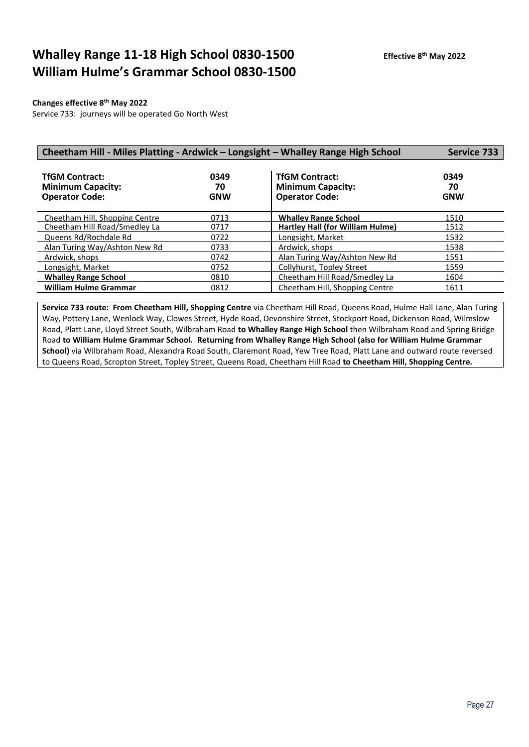# Whalley Range 11-18 High School 0830-1500
# William Hulme's Grammar School 0830-1500

**Effective 8th May 2022**

**Changes effective 8th May 2022**

Service 733: journeys will be operated Go North West

## Cheetham Hill - Miles Platting - Ardwick – Longsight – Whalley Range High School — Service 733

| **TfGM Contract:** | **0349** | **TfGM Contract:** | **0349** |
|---|---|---|---|
| **Minimum Capacity:** | **70** | **Minimum Capacity:** | **70** |
| **Operator Code:** | **GNW** | **Operator Code:** | **GNW** |
| Cheetham Hill, Shopping Centre | 0713 | **Whalley Range School** | 1510 |
| Cheetham Hill Road/Smedley La | 0717 | **Hartley Hall (for William Hulme)** | 1512 |
| Queens Rd/Rochdale Rd | 0722 | Longsight, Market | 1532 |
| Alan Turing Way/Ashton New Rd | 0733 | Ardwick, shops | 1538 |
| Ardwick, shops | 0742 | Alan Turing Way/Ashton New Rd | 1551 |
| Longsight, Market | 0752 | Collyhurst, Topley Street | 1559 |
| **Whalley Range School** | 0810 | Cheetham Hill Road/Smedley La | 1604 |
| **William Hulme Grammar** | 0812 | Cheetham Hill, Shopping Centre | 1611 |

**Service 733 route: From Cheetham Hill, Shopping Centre** via Cheetham Hill Road, Queens Road, Hulme Hall Lane, Alan Turing Way, Pottery Lane, Wenlock Way, Clowes Street, Hyde Road, Devonshire Street, Stockport Road, Dickenson Road, Wilmslow Road, Platt Lane, Lloyd Street South, Wilbraham Road **to Whalley Range High School** then Wilbraham Road and Spring Bridge Road **to William Hulme Grammar School. Returning from Whalley Range High School (also for William Hulme Grammar School)** via Wilbraham Road, Alexandra Road South, Claremont Road, Yew Tree Road, Platt Lane and outward route reversed to Queens Road, Scropton Street, Topley Street, Queens Road, Cheetham Hill Road **to Cheetham Hill, Shopping Centre.**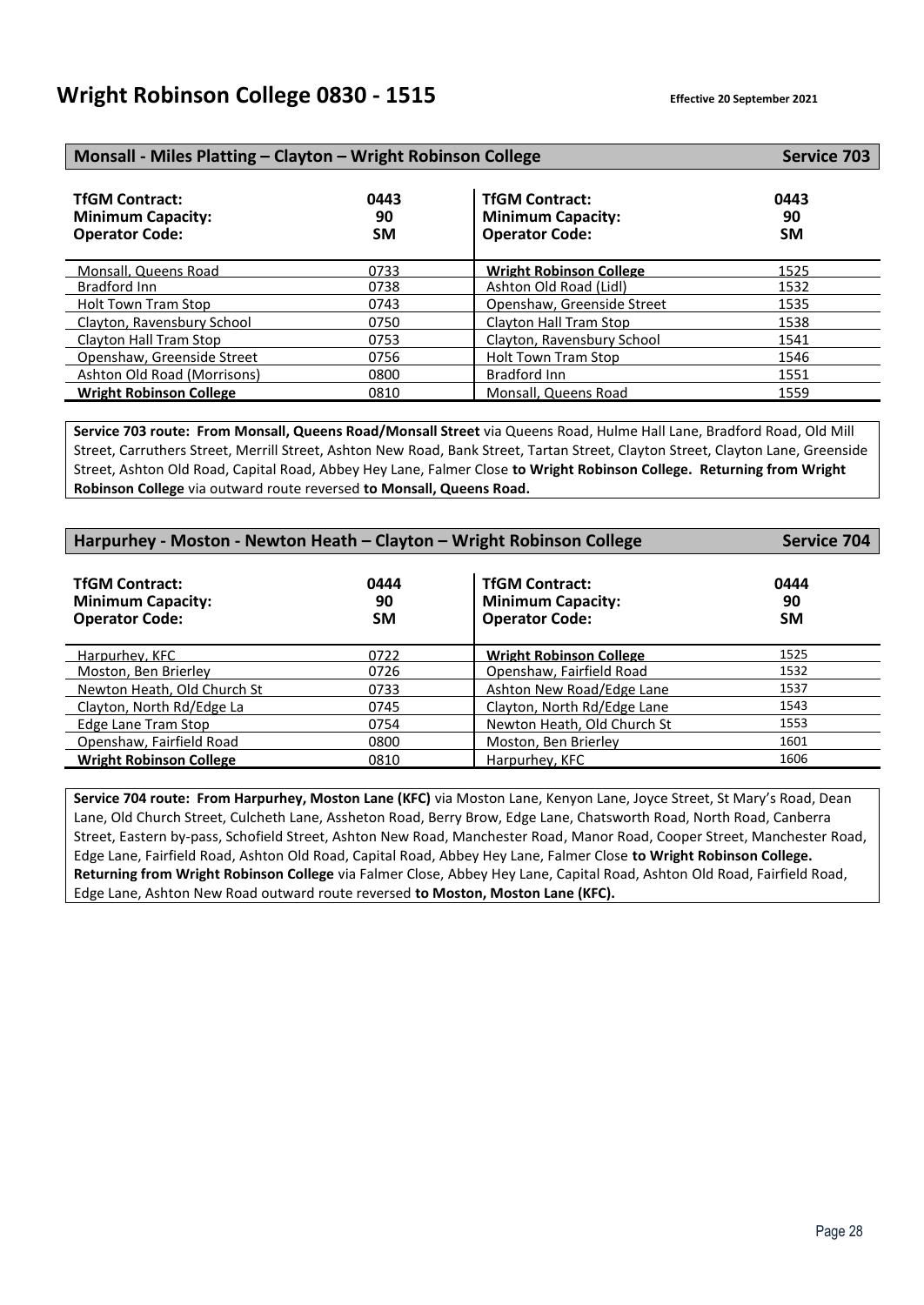# Wright Robinson College 0830 - 1515

**Effective 20 September 2021**

## Monsall - Miles Platting – Clayton – Wright Robinson College — Service 703

| TfGM Contract:<br>Minimum Capacity:<br>Operator Code: | 0443<br>90<br>SM | TfGM Contract:<br>Minimum Capacity:<br>Operator Code: | 0443<br>90<br>SM |
|---|---|---|---|
| Monsall, Queens Road | 0733 | **Wright Robinson College** | 1525 |
| Bradford Inn | 0738 | Ashton Old Road (Lidl) | 1532 |
| Holt Town Tram Stop | 0743 | Openshaw, Greenside Street | 1535 |
| Clayton, Ravensbury School | 0750 | Clayton Hall Tram Stop | 1538 |
| Clayton Hall Tram Stop | 0753 | Clayton, Ravensbury School | 1541 |
| Openshaw, Greenside Street | 0756 | Holt Town Tram Stop | 1546 |
| Ashton Old Road (Morrisons) | 0800 | Bradford Inn | 1551 |
| **Wright Robinson College** | 0810 | Monsall, Queens Road | 1559 |

**Service 703 route: From Monsall, Queens Road/Monsall Street** via Queens Road, Hulme Hall Lane, Bradford Road, Old Mill Street, Carruthers Street, Merrill Street, Ashton New Road, Bank Street, Tartan Street, Clayton Street, Clayton Lane, Greenside Street, Ashton Old Road, Capital Road, Abbey Hey Lane, Falmer Close **to Wright Robinson College. Returning from Wright Robinson College** via outward route reversed **to Monsall, Queens Road.**

## Harpurhey - Moston - Newton Heath – Clayton – Wright Robinson College — Service 704

| TfGM Contract:<br>Minimum Capacity:<br>Operator Code: | 0444<br>90<br>SM | TfGM Contract:<br>Minimum Capacity:<br>Operator Code: | 0444<br>90<br>SM |
|---|---|---|---|
| Harpurhey, KFC | 0722 | **Wright Robinson College** | 1525 |
| Moston, Ben Brierley | 0726 | Openshaw, Fairfield Road | 1532 |
| Newton Heath, Old Church St | 0733 | Ashton New Road/Edge Lane | 1537 |
| Clayton, North Rd/Edge La | 0745 | Clayton, North Rd/Edge Lane | 1543 |
| Edge Lane Tram Stop | 0754 | Newton Heath, Old Church St | 1553 |
| Openshaw, Fairfield Road | 0800 | Moston, Ben Brierley | 1601 |
| **Wright Robinson College** | 0810 | Harpurhey, KFC | 1606 |

**Service 704 route: From Harpurhey, Moston Lane (KFC)** via Moston Lane, Kenyon Lane, Joyce Street, St Mary's Road, Dean Lane, Old Church Street, Culcheth Lane, Assheton Road, Berry Brow, Edge Lane, Chatsworth Road, North Road, Canberra Street, Eastern by-pass, Schofield Street, Ashton New Road, Manchester Road, Manor Road, Cooper Street, Manchester Road, Edge Lane, Fairfield Road, Ashton Old Road, Capital Road, Abbey Hey Lane, Falmer Close **to Wright Robinson College. Returning from Wright Robinson College** via Falmer Close, Abbey Hey Lane, Capital Road, Ashton Old Road, Fairfield Road, Edge Lane, Ashton New Road outward route reversed **to Moston, Moston Lane (KFC).**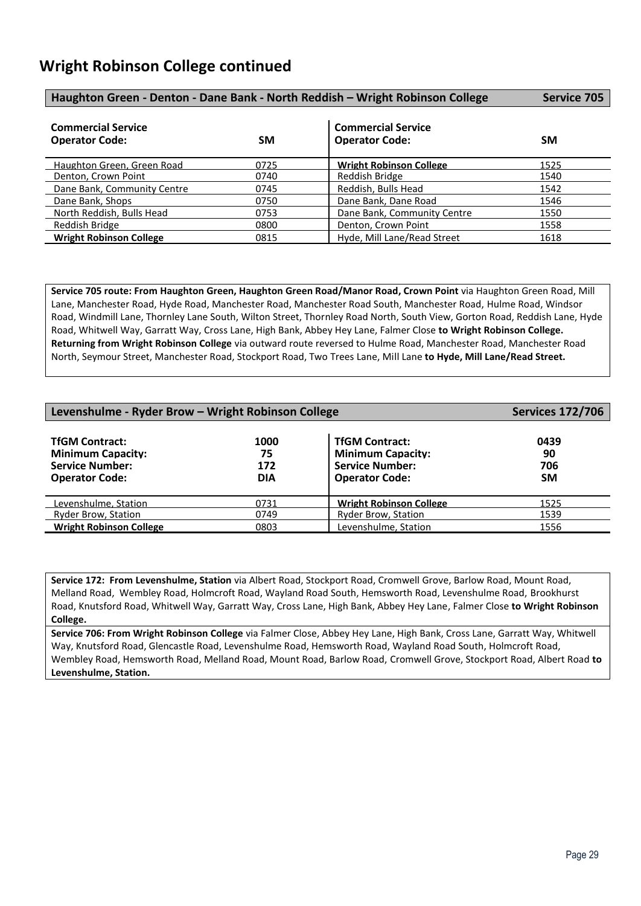# Wright Robinson College continued

## Haughton Green - Denton - Dane Bank - North Reddish – Wright Robinson College — Service 705

| Commercial Service Operator Code: | SM | Commercial Service Operator Code: | SM |
|---|---|---|---|
| Haughton Green, Green Road | 0725 | **Wright Robinson College** | 1525 |
| Denton, Crown Point | 0740 | Reddish Bridge | 1540 |
| Dane Bank, Community Centre | 0745 | Reddish, Bulls Head | 1542 |
| Dane Bank, Shops | 0750 | Dane Bank, Dane Road | 1546 |
| North Reddish, Bulls Head | 0753 | Dane Bank, Community Centre | 1550 |
| Reddish Bridge | 0800 | Denton, Crown Point | 1558 |
| **Wright Robinson College** | 0815 | Hyde, Mill Lane/Read Street | 1618 |

**Service 705 route: From Haughton Green, Haughton Green Road/Manor Road, Crown Point** via Haughton Green Road, Mill Lane, Manchester Road, Hyde Road, Manchester Road, Manchester Road South, Manchester Road, Hulme Road, Windsor Road, Windmill Lane, Thornley Lane South, Wilton Street, Thornley Road North, South View, Gorton Road, Reddish Lane, Hyde Road, Whitwell Way, Garratt Way, Cross Lane, High Bank, Abbey Hey Lane, Falmer Close **to Wright Robinson College. Returning from Wright Robinson College** via outward route reversed to Hulme Road, Manchester Road, Manchester Road North, Seymour Street, Manchester Road, Stockport Road, Two Trees Lane, Mill Lane **to Hyde, Mill Lane/Read Street.**

## Levenshulme - Ryder Brow – Wright Robinson College — Services 172/706

| TfGM Contract: | 1000 | TfGM Contract: | 0439 |
|---|---|---|---|
| **Minimum Capacity:** | **75** | **Minimum Capacity:** | **90** |
| **Service Number:** | **172** | **Service Number:** | **706** |
| **Operator Code:** | **DIA** | **Operator Code:** | **SM** |
| Levenshulme, Station | 0731 | **Wright Robinson College** | 1525 |
| Ryder Brow, Station | 0749 | Ryder Brow, Station | 1539 |
| **Wright Robinson College** | 0803 | Levenshulme, Station | 1556 |

**Service 172: From Levenshulme, Station** via Albert Road, Stockport Road, Cromwell Grove, Barlow Road, Mount Road, Melland Road, Wembley Road, Holmcroft Road, Wayland Road South, Hemsworth Road, Levenshulme Road, Brookhurst Road, Knutsford Road, Whitwell Way, Garratt Way, Cross Lane, High Bank, Abbey Hey Lane, Falmer Close **to Wright Robinson College.**

**Service 706: From Wright Robinson College** via Falmer Close, Abbey Hey Lane, High Bank, Cross Lane, Garratt Way, Whitwell Way, Knutsford Road, Glencastle Road, Levenshulme Road, Hemsworth Road, Wayland Road South, Holmcroft Road, Wembley Road, Hemsworth Road, Melland Road, Mount Road, Barlow Road, Cromwell Grove, Stockport Road, Albert Road **to Levenshulme, Station.**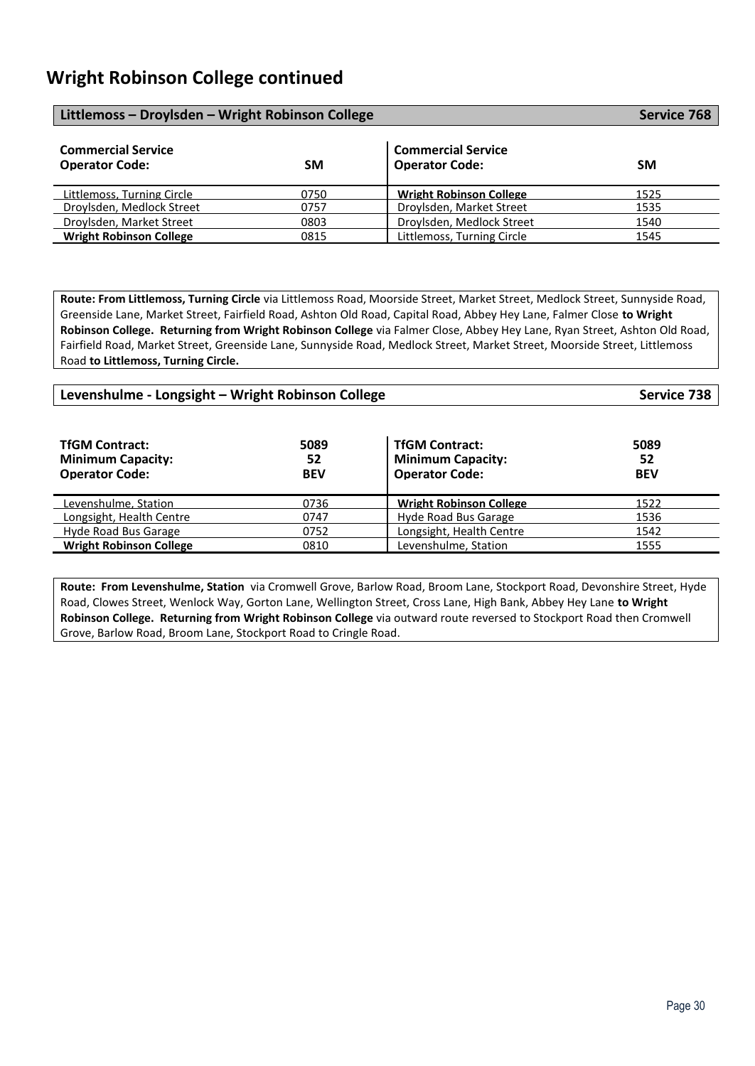# Wright Robinson College continued

## Littlemoss – Droylsden – Wright Robinson College — Service 768

| Commercial Service Operator Code: | SM | Commercial Service Operator Code: | SM |
|---|---|---|---|
| Littlemoss, Turning Circle | 0750 | **Wright Robinson College** | 1525 |
| Droylsden, Medlock Street | 0757 | Droylsden, Market Street | 1535 |
| Droylsden, Market Street | 0803 | Droylsden, Medlock Street | 1540 |
| **Wright Robinson College** | 0815 | Littlemoss, Turning Circle | 1545 |

**Route: From Littlemoss, Turning Circle** via Littlemoss Road, Moorside Street, Market Street, Medlock Street, Sunnyside Road, Greenside Lane, Market Street, Fairfield Road, Ashton Old Road, Capital Road, Abbey Hey Lane, Falmer Close **to Wright Robinson College. Returning from Wright Robinson College** via Falmer Close, Abbey Hey Lane, Ryan Street, Ashton Old Road, Fairfield Road, Market Street, Greenside Lane, Sunnyside Road, Medlock Street, Market Street, Moorside Street, Littlemoss Road **to Littlemoss, Turning Circle.**

## Levenshulme - Longsight – Wright Robinson College — Service 738

| TfGM Contract: Minimum Capacity: Operator Code: | 5089 52 BEV | TfGM Contract: Minimum Capacity: Operator Code: | 5089 52 BEV |
|---|---|---|---|
| Levenshulme, Station | 0736 | **Wright Robinson College** | 1522 |
| Longsight, Health Centre | 0747 | Hyde Road Bus Garage | 1536 |
| Hyde Road Bus Garage | 0752 | Longsight, Health Centre | 1542 |
| **Wright Robinson College** | 0810 | Levenshulme, Station | 1555 |

**Route: From Levenshulme, Station** via Cromwell Grove, Barlow Road, Broom Lane, Stockport Road, Devonshire Street, Hyde Road, Clowes Street, Wenlock Way, Gorton Lane, Wellington Street, Cross Lane, High Bank, Abbey Hey Lane **to Wright Robinson College. Returning from Wright Robinson College** via outward route reversed to Stockport Road then Cromwell Grove, Barlow Road, Broom Lane, Stockport Road to Cringle Road.